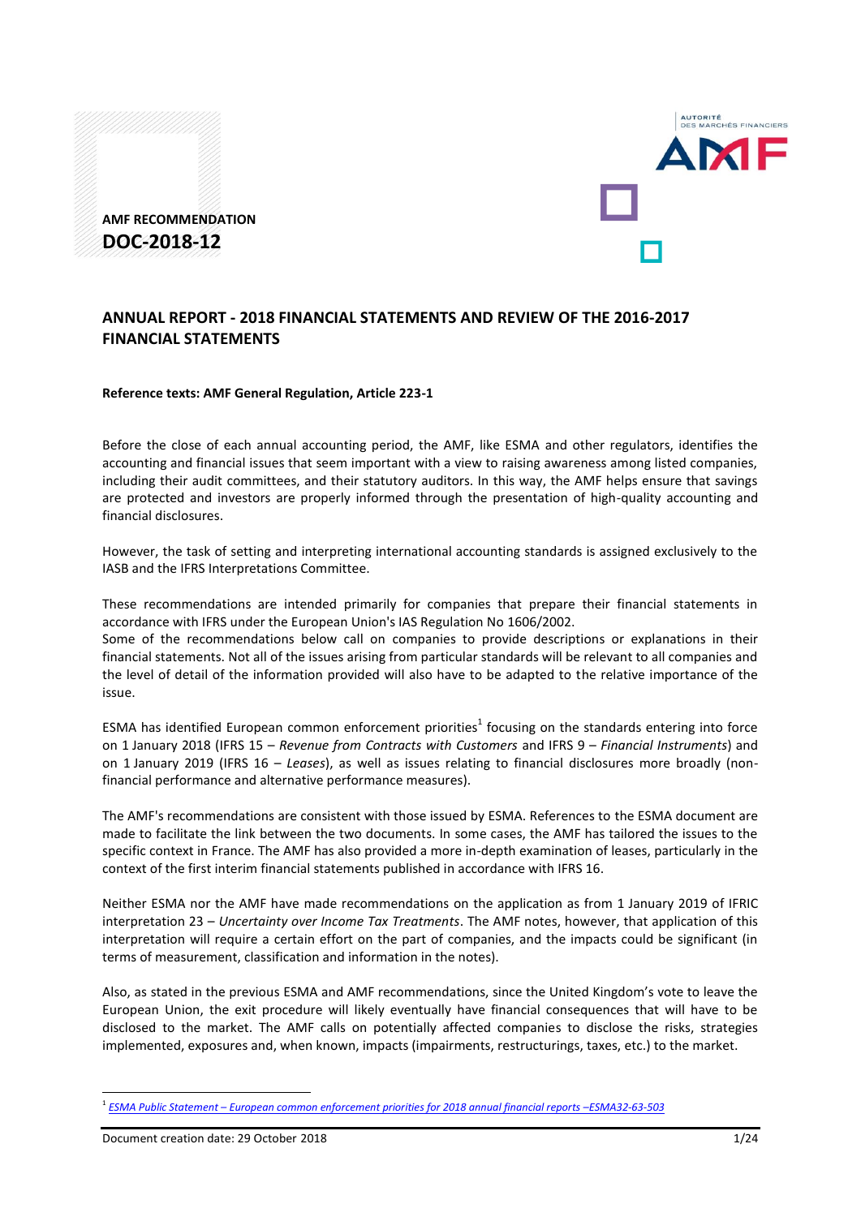**AMF RECOMMENDATION**

**DOC-2018-12**

# ANNUAL REPORT - 2018 FINANCIAL STATEMENTS AND REVIEW OF THE 2016-2017 FINANCIAL STATEMENTS

**Reference texts: AMF General Regulation, Article 223-1**

Before the close of each annual accounting period, the AMF, like ESMA and other regulators, identifies the accounting and financial issues that seem important with a view to raising awareness among listed companies, including their audit committees, and their statutory auditors. In this way, the AMF helps ensure that savings are protected and investors are properly informed through the presentation of high-quality accounting and financial disclosures.

However, the task of setting and interpreting international accounting standards is assigned exclusively to the IASB and the IFRS Interpretations Committee.

These recommendations are intended primarily for companies that prepare their financial statements in accordance with IFRS under the European Union's IAS Regulation No 1606/2002.

Some of the recommendations below call on companies to provide descriptions or explanations in their financial statements. Not all of the issues arising from particular standards will be relevant to all companies and the level of detail of the information provided will also have to be adapted to the relative importance of the issue.

ESMA has identified European common enforcement priorities[1] focusing on the standards entering into force on 1 January 2018 (IFRS 15 – *Revenue from Contracts with Customers* and IFRS 9 – *Financial Instruments*) and on 1 January 2019 (IFRS 16 – *Leases*), as well as issues relating to financial disclosures more broadly (non-financial performance and alternative performance measures).

The AMF's recommendations are consistent with those issued by ESMA. References to the ESMA document are made to facilitate the link between the two documents. In some cases, the AMF has tailored the issues to the specific context in France. The AMF has also provided a more in-depth examination of leases, particularly in the context of the first interim financial statements published in accordance with IFRS 16.

Neither ESMA nor the AMF have made recommendations on the application as from 1 January 2019 of IFRIC interpretation 23 – *Uncertainty over Income Tax Treatments*. The AMF notes, however, that application of this interpretation will require a certain effort on the part of companies, and the impacts could be significant (in terms of measurement, classification and information in the notes).

Also, as stated in the previous ESMA and AMF recommendations, since the United Kingdom's vote to leave the European Union, the exit procedure will likely eventually have financial consequences that will have to be disclosed to the market. The AMF calls on potentially affected companies to disclose the risks, strategies implemented, exposures and, when known, impacts (impairments, restructurings, taxes, etc.) to the market.

---

[1] *ESMA Public Statement – European common enforcement priorities for 2018 annual financial reports –ESMA32-63-503*

Document creation date: 29 October 2018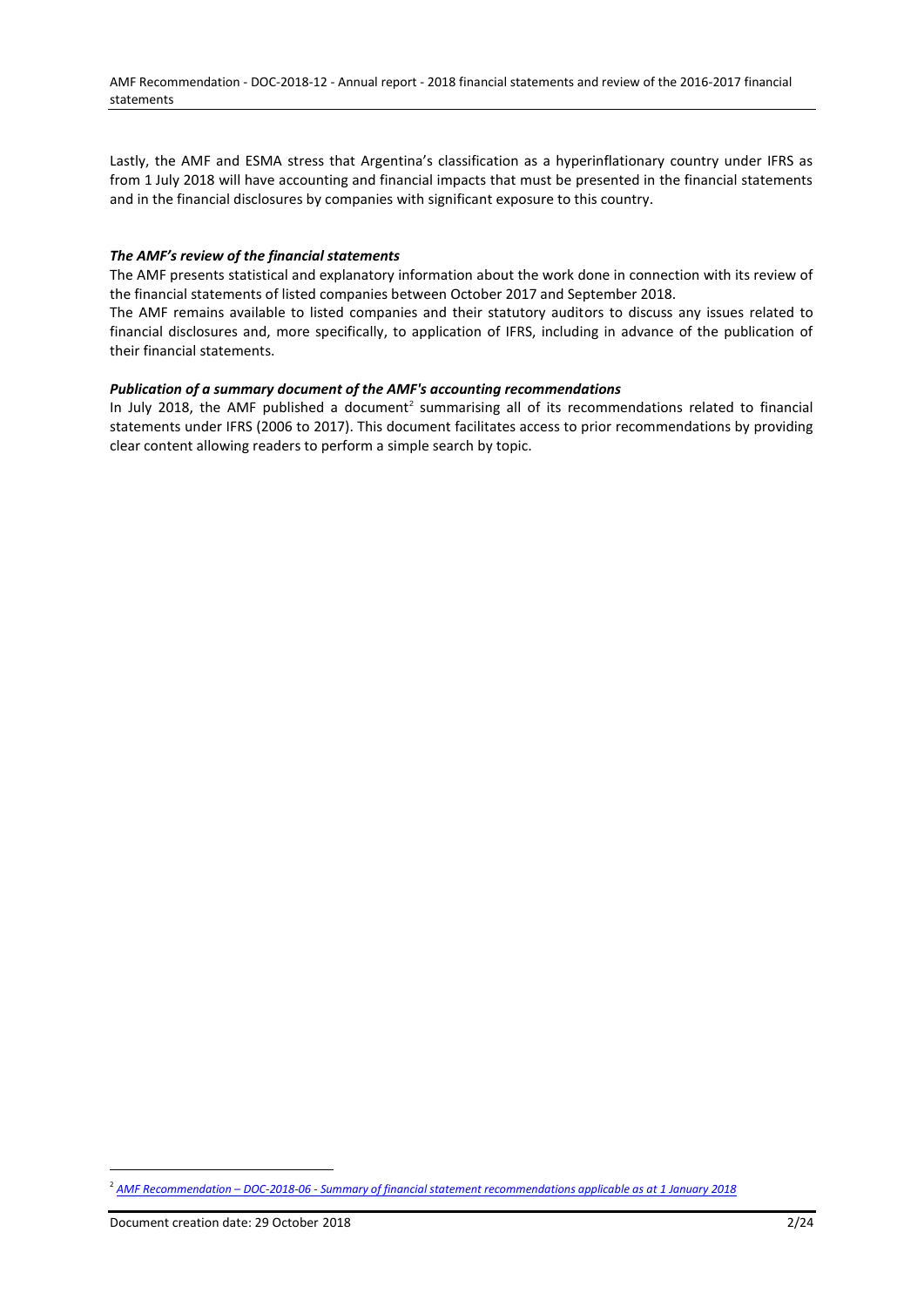Lastly, the AMF and ESMA stress that Argentina's classification as a hyperinflationary country under IFRS as from 1 July 2018 will have accounting and financial impacts that must be presented in the financial statements and in the financial disclosures by companies with significant exposure to this country.

***The AMF's review of the financial statements***

The AMF presents statistical and explanatory information about the work done in connection with its review of the financial statements of listed companies between October 2017 and September 2018.

The AMF remains available to listed companies and their statutory auditors to discuss any issues related to financial disclosures and, more specifically, to application of IFRS, including in advance of the publication of their financial statements.

***Publication of a summary document of the AMF's accounting recommendations***

In July 2018, the AMF published a document[2] summarising all of its recommendations related to financial statements under IFRS (2006 to 2017). This document facilitates access to prior recommendations by providing clear content allowing readers to perform a simple search by topic.

[2] *AMF Recommendation – DOC-2018-06 - Summary of financial statement recommendations applicable as at 1 January 2018*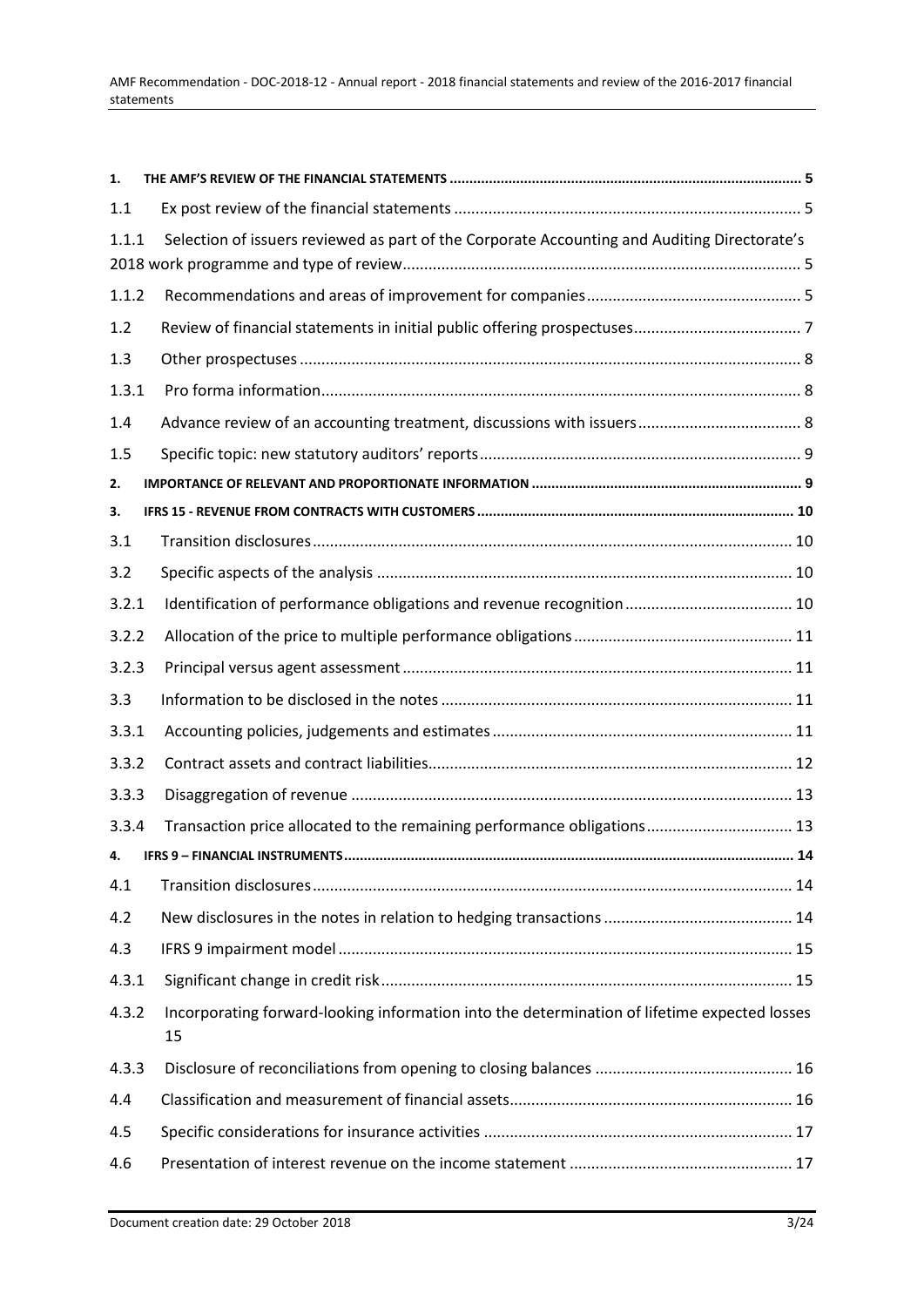1. THE AMF'S REVIEW OF THE FINANCIAL STATEMENTS ........ 5

1.1 Ex post review of the financial statements ........ 5

1.1.1 Selection of issuers reviewed as part of the Corporate Accounting and Auditing Directorate's 2018 work programme and type of review ........ 5

1.1.2 Recommendations and areas of improvement for companies ........ 5

1.2 Review of financial statements in initial public offering prospectuses ........ 7

1.3 Other prospectuses ........ 8

1.3.1 Pro forma information ........ 8

1.4 Advance review of an accounting treatment, discussions with issuers ........ 8

1.5 Specific topic: new statutory auditors' reports ........ 9

2. IMPORTANCE OF RELEVANT AND PROPORTIONATE INFORMATION ........ 9

3. IFRS 15 - REVENUE FROM CONTRACTS WITH CUSTOMERS ........ 10

3.1 Transition disclosures ........ 10

3.2 Specific aspects of the analysis ........ 10

3.2.1 Identification of performance obligations and revenue recognition ........ 10

3.2.2 Allocation of the price to multiple performance obligations ........ 11

3.2.3 Principal versus agent assessment ........ 11

3.3 Information to be disclosed in the notes ........ 11

3.3.1 Accounting policies, judgements and estimates ........ 11

3.3.2 Contract assets and contract liabilities ........ 12

3.3.3 Disaggregation of revenue ........ 13

3.3.4 Transaction price allocated to the remaining performance obligations ........ 13

4. IFRS 9 – FINANCIAL INSTRUMENTS ........ 14

4.1 Transition disclosures ........ 14

4.2 New disclosures in the notes in relation to hedging transactions ........ 14

4.3 IFRS 9 impairment model ........ 15

4.3.1 Significant change in credit risk ........ 15

4.3.2 Incorporating forward-looking information into the determination of lifetime expected losses ........ 15

4.3.3 Disclosure of reconciliations from opening to closing balances ........ 16

4.4 Classification and measurement of financial assets ........ 16

4.5 Specific considerations for insurance activities ........ 17

4.6 Presentation of interest revenue on the income statement ........ 17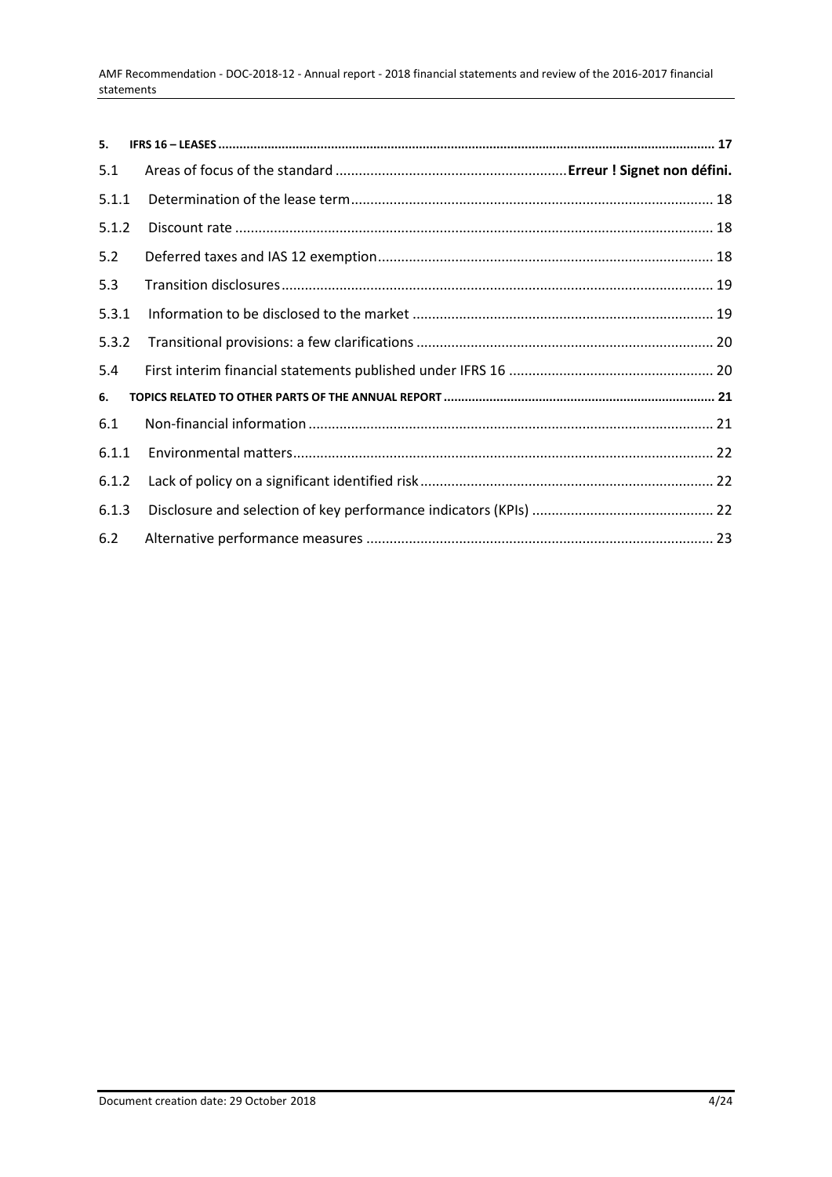| | | |
|---|---|---|
| **5.** | **IFRS 16 – LEASES** | **17** |
| 5.1 | Areas of focus of the standard | **Erreur ! Signet non défini.** |
| 5.1.1 | Determination of the lease term | 18 |
| 5.1.2 | Discount rate | 18 |
| 5.2 | Deferred taxes and IAS 12 exemption | 18 |
| 5.3 | Transition disclosures | 19 |
| 5.3.1 | Information to be disclosed to the market | 19 |
| 5.3.2 | Transitional provisions: a few clarifications | 20 |
| 5.4 | First interim financial statements published under IFRS 16 | 20 |
| **6.** | **TOPICS RELATED TO OTHER PARTS OF THE ANNUAL REPORT** | **21** |
| 6.1 | Non-financial information | 21 |
| 6.1.1 | Environmental matters | 22 |
| 6.1.2 | Lack of policy on a significant identified risk | 22 |
| 6.1.3 | Disclosure and selection of key performance indicators (KPIs) | 22 |
| 6.2 | Alternative performance measures | 23 |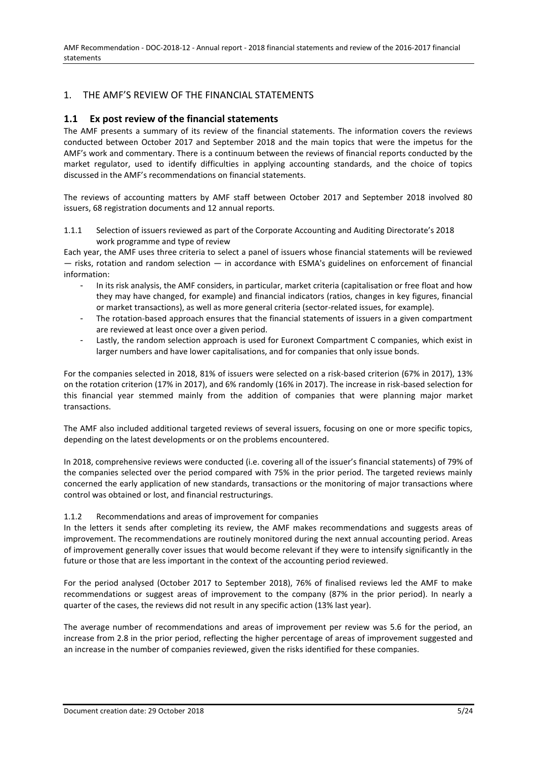# 1. THE AMF'S REVIEW OF THE FINANCIAL STATEMENTS

## 1.1 Ex post review of the financial statements

The AMF presents a summary of its review of the financial statements. The information covers the reviews conducted between October 2017 and September 2018 and the main topics that were the impetus for the AMF's work and commentary. There is a continuum between the reviews of financial reports conducted by the market regulator, used to identify difficulties in applying accounting standards, and the choice of topics discussed in the AMF's recommendations on financial statements.

The reviews of accounting matters by AMF staff between October 2017 and September 2018 involved 80 issuers, 68 registration documents and 12 annual reports.

### 1.1.1 Selection of issuers reviewed as part of the Corporate Accounting and Auditing Directorate's 2018 work programme and type of review

Each year, the AMF uses three criteria to select a panel of issuers whose financial statements will be reviewed — risks, rotation and random selection — in accordance with ESMA's guidelines on enforcement of financial information:

- In its risk analysis, the AMF considers, in particular, market criteria (capitalisation or free float and how they may have changed, for example) and financial indicators (ratios, changes in key figures, financial or market transactions), as well as more general criteria (sector-related issues, for example).
- The rotation-based approach ensures that the financial statements of issuers in a given compartment are reviewed at least once over a given period.
- Lastly, the random selection approach is used for Euronext Compartment C companies, which exist in larger numbers and have lower capitalisations, and for companies that only issue bonds.

For the companies selected in 2018, 81% of issuers were selected on a risk-based criterion (67% in 2017), 13% on the rotation criterion (17% in 2017), and 6% randomly (16% in 2017). The increase in risk-based selection for this financial year stemmed mainly from the addition of companies that were planning major market transactions.

The AMF also included additional targeted reviews of several issuers, focusing on one or more specific topics, depending on the latest developments or on the problems encountered.

In 2018, comprehensive reviews were conducted (i.e. covering all of the issuer's financial statements) of 79% of the companies selected over the period compared with 75% in the prior period. The targeted reviews mainly concerned the early application of new standards, transactions or the monitoring of major transactions where control was obtained or lost, and financial restructurings.

### 1.1.2 Recommendations and areas of improvement for companies

In the letters it sends after completing its review, the AMF makes recommendations and suggests areas of improvement. The recommendations are routinely monitored during the next annual accounting period. Areas of improvement generally cover issues that would become relevant if they were to intensify significantly in the future or those that are less important in the context of the accounting period reviewed.

For the period analysed (October 2017 to September 2018), 76% of finalised reviews led the AMF to make recommendations or suggest areas of improvement to the company (87% in the prior period). In nearly a quarter of the cases, the reviews did not result in any specific action (13% last year).

The average number of recommendations and areas of improvement per review was 5.6 for the period, an increase from 2.8 in the prior period, reflecting the higher percentage of areas of improvement suggested and an increase in the number of companies reviewed, given the risks identified for these companies.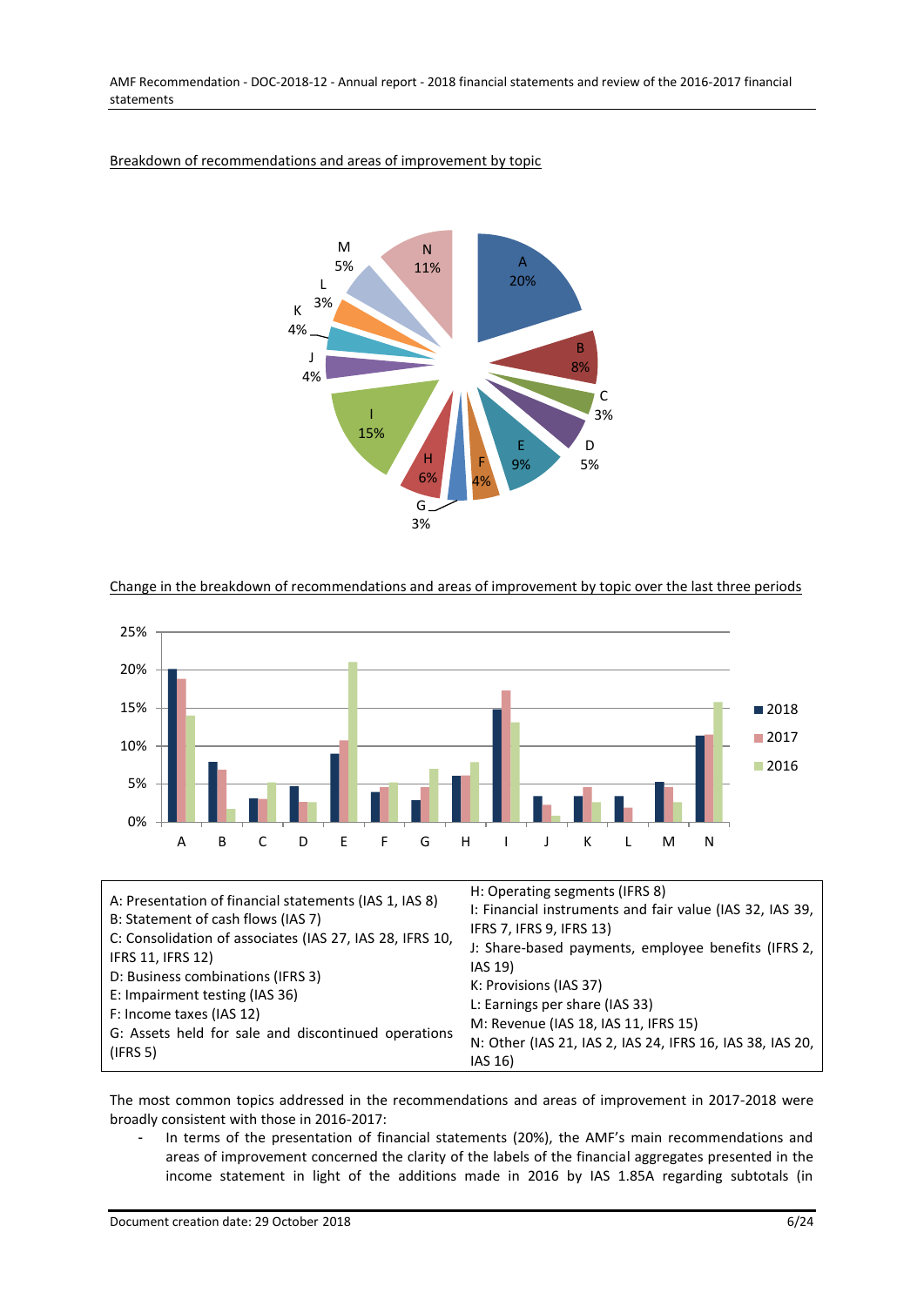Breakdown of recommendations and areas of improvement by topic

Change in the breakdown of recommendations and areas of improvement by topic over the last three periods

| | |
|---|---|
| A: Presentation of financial statements (IAS 1, IAS 8)<br>B: Statement of cash flows (IAS 7)<br>C: Consolidation of associates (IAS 27, IAS 28, IFRS 10, IFRS 11, IFRS 12)<br>D: Business combinations (IFRS 3)<br>E: Impairment testing (IAS 36)<br>F: Income taxes (IAS 12)<br>G: Assets held for sale and discontinued operations (IFRS 5) | H: Operating segments (IFRS 8)<br>I: Financial instruments and fair value (IAS 32, IAS 39, IFRS 7, IFRS 9, IFRS 13)<br>J: Share-based payments, employee benefits (IFRS 2, IAS 19)<br>K: Provisions (IAS 37)<br>L: Earnings per share (IAS 33)<br>M: Revenue (IAS 18, IAS 11, IFRS 15)<br>N: Other (IAS 21, IAS 2, IAS 24, IFRS 16, IAS 38, IAS 20, IAS 16) |

The most common topics addressed in the recommendations and areas of improvement in 2017-2018 were broadly consistent with those in 2016-2017:

- In terms of the presentation of financial statements (20%), the AMF's main recommendations and areas of improvement concerned the clarity of the labels of the financial aggregates presented in the income statement in light of the additions made in 2016 by IAS 1.85A regarding subtotals (in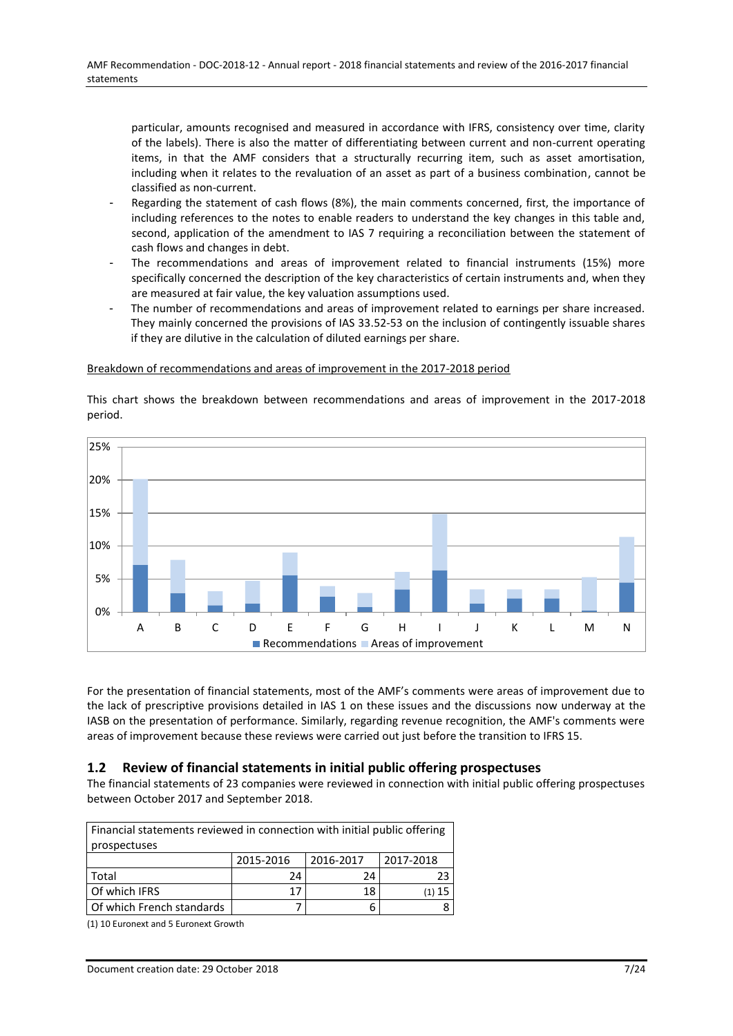particular, amounts recognised and measured in accordance with IFRS, consistency over time, clarity of the labels). There is also the matter of differentiating between current and non-current operating items, in that the AMF considers that a structurally recurring item, such as asset amortisation, including when it relates to the revaluation of an asset as part of a business combination, cannot be classified as non-current.

- Regarding the statement of cash flows (8%), the main comments concerned, first, the importance of including references to the notes to enable readers to understand the key changes in this table and, second, application of the amendment to IAS 7 requiring a reconciliation between the statement of cash flows and changes in debt.
- The recommendations and areas of improvement related to financial instruments (15%) more specifically concerned the description of the key characteristics of certain instruments and, when they are measured at fair value, the key valuation assumptions used.
- The number of recommendations and areas of improvement related to earnings per share increased. They mainly concerned the provisions of IAS 33.52-53 on the inclusion of contingently issuable shares if they are dilutive in the calculation of diluted earnings per share.

Breakdown of recommendations and areas of improvement in the 2017-2018 period

This chart shows the breakdown between recommendations and areas of improvement in the 2017-2018 period.

For the presentation of financial statements, most of the AMF's comments were areas of improvement due to the lack of prescriptive provisions detailed in IAS 1 on these issues and the discussions now underway at the IASB on the presentation of performance. Similarly, regarding revenue recognition, the AMF's comments were areas of improvement because these reviews were carried out just before the transition to IFRS 15.

## 1.2 Review of financial statements in initial public offering prospectuses

The financial statements of 23 companies were reviewed in connection with initial public offering prospectuses between October 2017 and September 2018.

| Financial statements reviewed in connection with initial public offering prospectuses | | | |
|---|---|---|---|
| | 2015-2016 | 2016-2017 | 2017-2018 |
| Total | 24 | 24 | 23 |
| Of which IFRS | 17 | 18 | (1) 15 |
| Of which French standards | 7 | 6 | 8 |

(1) 10 Euronext and 5 Euronext Growth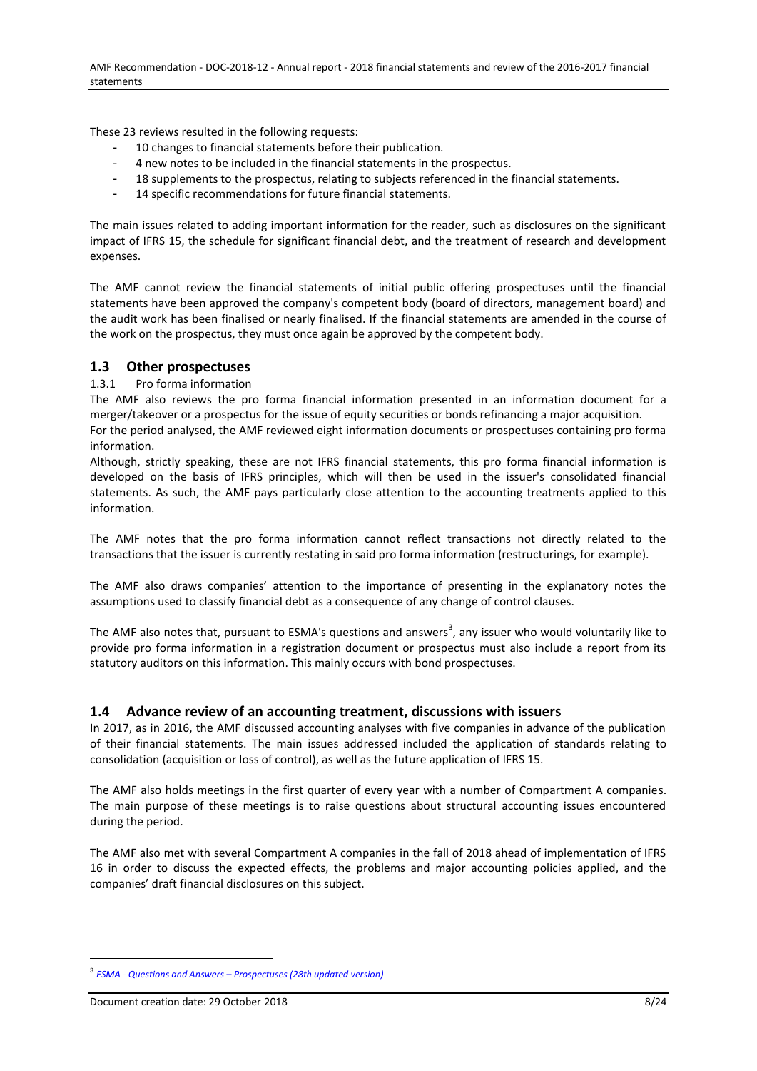These 23 reviews resulted in the following requests:

- 10 changes to financial statements before their publication.
- 4 new notes to be included in the financial statements in the prospectus.
- 18 supplements to the prospectus, relating to subjects referenced in the financial statements.
- 14 specific recommendations for future financial statements.

The main issues related to adding important information for the reader, such as disclosures on the significant impact of IFRS 15, the schedule for significant financial debt, and the treatment of research and development expenses.

The AMF cannot review the financial statements of initial public offering prospectuses until the financial statements have been approved the company's competent body (board of directors, management board) and the audit work has been finalised or nearly finalised. If the financial statements are amended in the course of the work on the prospectus, they must once again be approved by the competent body.

## 1.3 Other prospectuses

### 1.3.1 Pro forma information

The AMF also reviews the pro forma financial information presented in an information document for a merger/takeover or a prospectus for the issue of equity securities or bonds refinancing a major acquisition.

For the period analysed, the AMF reviewed eight information documents or prospectuses containing pro forma information.

Although, strictly speaking, these are not IFRS financial statements, this pro forma financial information is developed on the basis of IFRS principles, which will then be used in the issuer's consolidated financial statements. As such, the AMF pays particularly close attention to the accounting treatments applied to this information.

The AMF notes that the pro forma information cannot reflect transactions not directly related to the transactions that the issuer is currently restating in said pro forma information (restructurings, for example).

The AMF also draws companies' attention to the importance of presenting in the explanatory notes the assumptions used to classify financial debt as a consequence of any change of control clauses.

The AMF also notes that, pursuant to ESMA's questions and answers[3], any issuer who would voluntarily like to provide pro forma information in a registration document or prospectus must also include a report from its statutory auditors on this information. This mainly occurs with bond prospectuses.

## 1.4 Advance review of an accounting treatment, discussions with issuers

In 2017, as in 2016, the AMF discussed accounting analyses with five companies in advance of the publication of their financial statements. The main issues addressed included the application of standards relating to consolidation (acquisition or loss of control), as well as the future application of IFRS 15.

The AMF also holds meetings in the first quarter of every year with a number of Compartment A companies. The main purpose of these meetings is to raise questions about structural accounting issues encountered during the period.

The AMF also met with several Compartment A companies in the fall of 2018 ahead of implementation of IFRS 16 in order to discuss the expected effects, the problems and major accounting policies applied, and the companies' draft financial disclosures on this subject.

---

[3] *ESMA - Questions and Answers – Prospectuses (28th updated version)*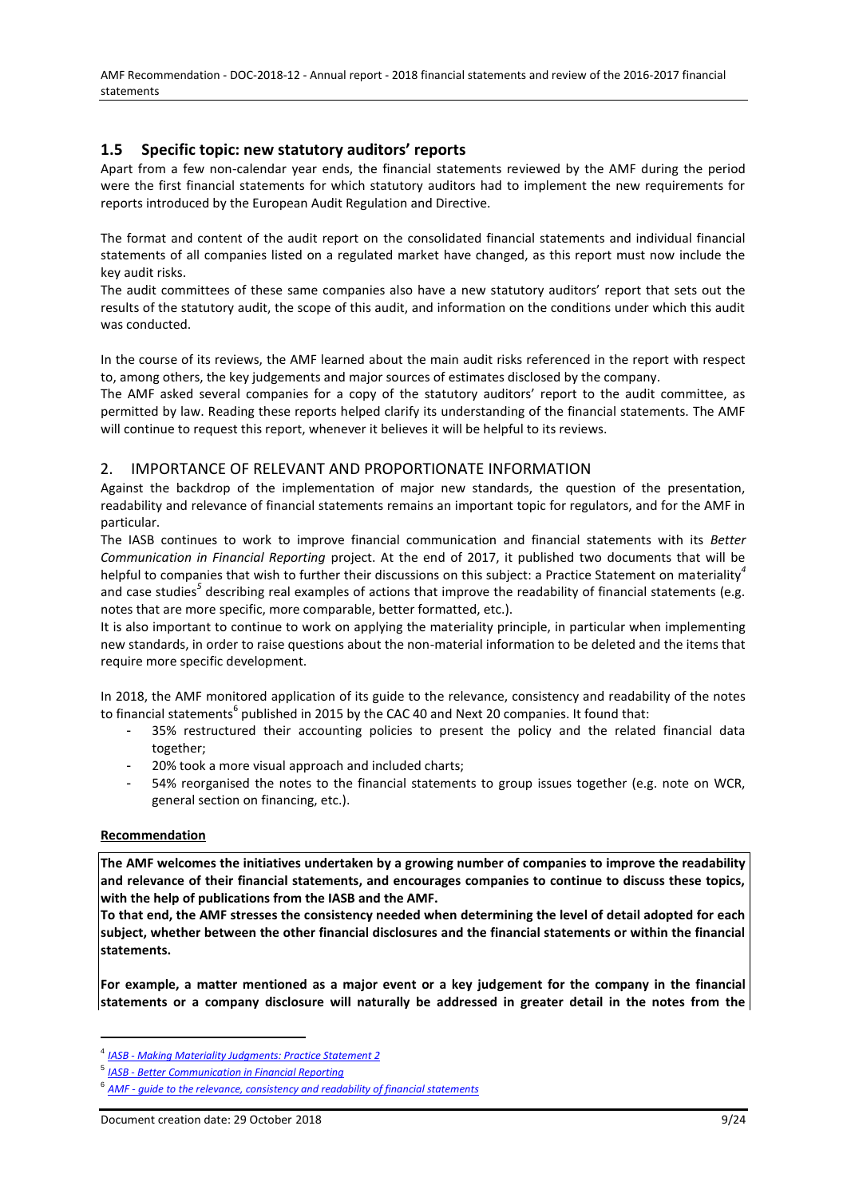## 1.5 Specific topic: new statutory auditors' reports

Apart from a few non-calendar year ends, the financial statements reviewed by the AMF during the period were the first financial statements for which statutory auditors had to implement the new requirements for reports introduced by the European Audit Regulation and Directive.

The format and content of the audit report on the consolidated financial statements and individual financial statements of all companies listed on a regulated market have changed, as this report must now include the key audit risks.

The audit committees of these same companies also have a new statutory auditors' report that sets out the results of the statutory audit, the scope of this audit, and information on the conditions under which this audit was conducted.

In the course of its reviews, the AMF learned about the main audit risks referenced in the report with respect to, among others, the key judgements and major sources of estimates disclosed by the company.

The AMF asked several companies for a copy of the statutory auditors' report to the audit committee, as permitted by law. Reading these reports helped clarify its understanding of the financial statements. The AMF will continue to request this report, whenever it believes it will be helpful to its reviews.

# 2. IMPORTANCE OF RELEVANT AND PROPORTIONATE INFORMATION

Against the backdrop of the implementation of major new standards, the question of the presentation, readability and relevance of financial statements remains an important topic for regulators, and for the AMF in particular.

The IASB continues to work to improve financial communication and financial statements with its *Better Communication in Financial Reporting* project. At the end of 2017, it published two documents that will be helpful to companies that wish to further their discussions on this subject: a Practice Statement on materiality[4] and case studies[5] describing real examples of actions that improve the readability of financial statements (e.g. notes that are more specific, more comparable, better formatted, etc.).

It is also important to continue to work on applying the materiality principle, in particular when implementing new standards, in order to raise questions about the non-material information to be deleted and the items that require more specific development.

In 2018, the AMF monitored application of its guide to the relevance, consistency and readability of the notes to financial statements[6] published in 2015 by the CAC 40 and Next 20 companies. It found that:

- 35% restructured their accounting policies to present the policy and the related financial data together;
- 20% took a more visual approach and included charts;
- 54% reorganised the notes to the financial statements to group issues together (e.g. note on WCR, general section on financing, etc.).

**Recommendation**

**The AMF welcomes the initiatives undertaken by a growing number of companies to improve the readability and relevance of their financial statements, and encourages companies to continue to discuss these topics, with the help of publications from the IASB and the AMF.**

**To that end, the AMF stresses the consistency needed when determining the level of detail adopted for each subject, whether between the other financial disclosures and the financial statements or within the financial statements.**

**For example, a matter mentioned as a major event or a key judgement for the company in the financial statements or a company disclosure will naturally be addressed in greater detail in the notes from the**

---

[4] *IASB - Making Materiality Judgments: Practice Statement 2*

[5] *IASB - Better Communication in Financial Reporting*

[6] *AMF - guide to the relevance, consistency and readability of financial statements*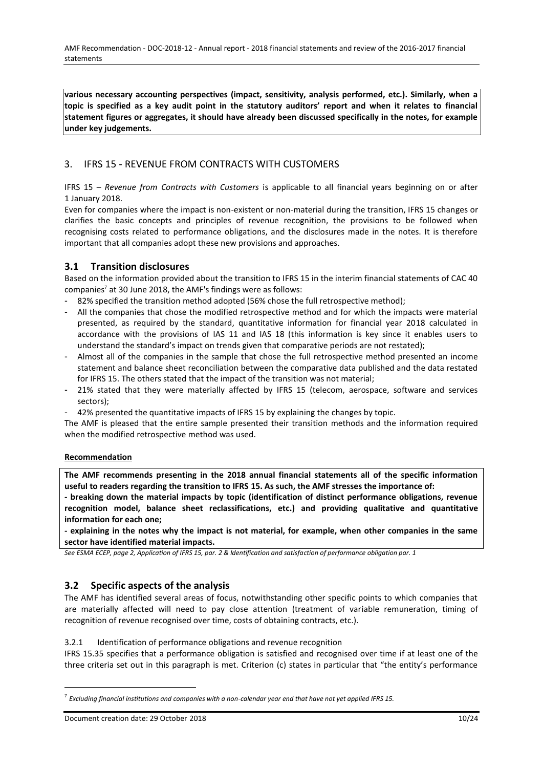**various necessary accounting perspectives (impact, sensitivity, analysis performed, etc.). Similarly, when a topic is specified as a key audit point in the statutory auditors' report and when it relates to financial statement figures or aggregates, it should have already been discussed specifically in the notes, for example under key judgements.**

## 3. IFRS 15 - REVENUE FROM CONTRACTS WITH CUSTOMERS

IFRS 15 – *Revenue from Contracts with Customers* is applicable to all financial years beginning on or after 1 January 2018.

Even for companies where the impact is non-existent or non-material during the transition, IFRS 15 changes or clarifies the basic concepts and principles of revenue recognition, the provisions to be followed when recognising costs related to performance obligations, and the disclosures made in the notes. It is therefore important that all companies adopt these new provisions and approaches.

### 3.1 Transition disclosures

Based on the information provided about the transition to IFRS 15 in the interim financial statements of CAC 40 companies[7] at 30 June 2018, the AMF's findings were as follows:

- 82% specified the transition method adopted (56% chose the full retrospective method);
- All the companies that chose the modified retrospective method and for which the impacts were material presented, as required by the standard, quantitative information for financial year 2018 calculated in accordance with the provisions of IAS 11 and IAS 18 (this information is key since it enables users to understand the standard's impact on trends given that comparative periods are not restated);
- Almost all of the companies in the sample that chose the full retrospective method presented an income statement and balance sheet reconciliation between the comparative data published and the data restated for IFRS 15. The others stated that the impact of the transition was not material;
- 21% stated that they were materially affected by IFRS 15 (telecom, aerospace, software and services sectors);
- 42% presented the quantitative impacts of IFRS 15 by explaining the changes by topic.

The AMF is pleased that the entire sample presented their transition methods and the information required when the modified retrospective method was used.

**Recommendation**

**The AMF recommends presenting in the 2018 annual financial statements all of the specific information useful to readers regarding the transition to IFRS 15. As such, the AMF stresses the importance of:**

**- breaking down the material impacts by topic (identification of distinct performance obligations, revenue recognition model, balance sheet reclassifications, etc.) and providing qualitative and quantitative information for each one;**

**- explaining in the notes why the impact is not material, for example, when other companies in the same sector have identified material impacts.**

*See ESMA ECEP, page 2, Application of IFRS 15, par. 2 & Identification and satisfaction of performance obligation par. 1*

### 3.2 Specific aspects of the analysis

The AMF has identified several areas of focus, notwithstanding other specific points to which companies that are materially affected will need to pay close attention (treatment of variable remuneration, timing of recognition of revenue recognised over time, costs of obtaining contracts, etc.).

#### 3.2.1 Identification of performance obligations and revenue recognition

IFRS 15.35 specifies that a performance obligation is satisfied and recognised over time if at least one of the three criteria set out in this paragraph is met. Criterion (c) states in particular that "the entity's performance

---

[7] *Excluding financial institutions and companies with a non-calendar year end that have not yet applied IFRS 15.*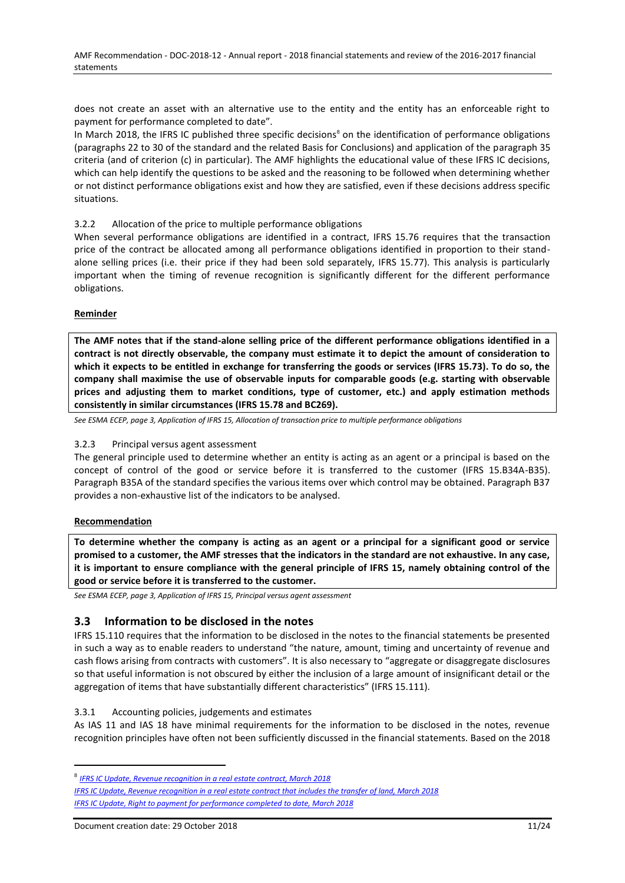does not create an asset with an alternative use to the entity and the entity has an enforceable right to payment for performance completed to date".

In March 2018, the IFRS IC published three specific decisions[8] on the identification of performance obligations (paragraphs 22 to 30 of the standard and the related Basis for Conclusions) and application of the paragraph 35 criteria (and of criterion (c) in particular). The AMF highlights the educational value of these IFRS IC decisions, which can help identify the questions to be asked and the reasoning to be followed when determining whether or not distinct performance obligations exist and how they are satisfied, even if these decisions address specific situations.

#### 3.2.2 Allocation of the price to multiple performance obligations

When several performance obligations are identified in a contract, IFRS 15.76 requires that the transaction price of the contract be allocated among all performance obligations identified in proportion to their stand-alone selling prices (i.e. their price if they had been sold separately, IFRS 15.77). This analysis is particularly important when the timing of revenue recognition is significantly different for the different performance obligations.

**Reminder**

**The AMF notes that if the stand-alone selling price of the different performance obligations identified in a contract is not directly observable, the company must estimate it to depict the amount of consideration to which it expects to be entitled in exchange for transferring the goods or services (IFRS 15.73). To do so, the company shall maximise the use of observable inputs for comparable goods (e.g. starting with observable prices and adjusting them to market conditions, type of customer, etc.) and apply estimation methods consistently in similar circumstances (IFRS 15.78 and BC269).**

*See ESMA ECEP, page 3, Application of IFRS 15, Allocation of transaction price to multiple performance obligations*

#### 3.2.3 Principal versus agent assessment

The general principle used to determine whether an entity is acting as an agent or a principal is based on the concept of control of the good or service before it is transferred to the customer (IFRS 15.B34A-B35). Paragraph B35A of the standard specifies the various items over which control may be obtained. Paragraph B37 provides a non-exhaustive list of the indicators to be analysed.

**Recommendation**

**To determine whether the company is acting as an agent or a principal for a significant good or service promised to a customer, the AMF stresses that the indicators in the standard are not exhaustive. In any case, it is important to ensure compliance with the general principle of IFRS 15, namely obtaining control of the good or service before it is transferred to the customer.**

*See ESMA ECEP, page 3, Application of IFRS 15, Principal versus agent assessment*

### 3.3 Information to be disclosed in the notes

IFRS 15.110 requires that the information to be disclosed in the notes to the financial statements be presented in such a way as to enable readers to understand "the nature, amount, timing and uncertainty of revenue and cash flows arising from contracts with customers". It is also necessary to "aggregate or disaggregate disclosures so that useful information is not obscured by either the inclusion of a large amount of insignificant detail or the aggregation of items that have substantially different characteristics" (IFRS 15.111).

#### 3.3.1 Accounting policies, judgements and estimates

As IAS 11 and IAS 18 have minimal requirements for the information to be disclosed in the notes, revenue recognition principles have often not been sufficiently discussed in the financial statements. Based on the 2018

---

[8] *IFRS IC Update, Revenue recognition in a real estate contract, March 2018*
*IFRS IC Update, Revenue recognition in a real estate contract that includes the transfer of land, March 2018*
*IFRS IC Update, Right to payment for performance completed to date, March 2018*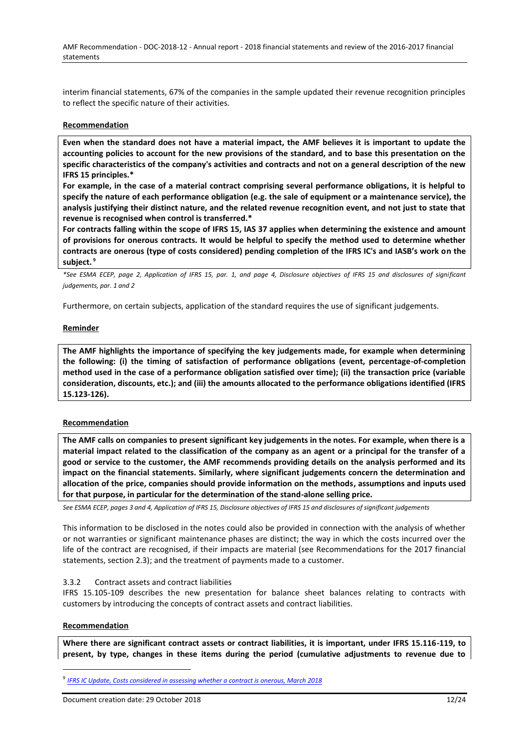interim financial statements, 67% of the companies in the sample updated their revenue recognition principles to reflect the specific nature of their activities.

**Recommendation**

**Even when the standard does not have a material impact, the AMF believes it is important to update the accounting policies to account for the new provisions of the standard, and to base this presentation on the specific characteristics of the company's activities and contracts and not on a general description of the new IFRS 15 principles.***

**For example, in the case of a material contract comprising several performance obligations, it is helpful to specify the nature of each performance obligation (e.g. the sale of equipment or a maintenance service), the analysis justifying their distinct nature, and the related revenue recognition event, and not just to state that revenue is recognised when control is transferred.***

**For contracts falling within the scope of IFRS 15, IAS 37 applies when determining the existence and amount of provisions for onerous contracts. It would be helpful to specify the method used to determine whether contracts are onerous (type of costs considered) pending completion of the IFRS IC's and IASB's work on the subject.**[9]

*\*See ESMA ECEP, page 2, Application of IFRS 15, par. 1, and page 4, Disclosure objectives of IFRS 15 and disclosures of significant judgements, par. 1 and 2*

Furthermore, on certain subjects, application of the standard requires the use of significant judgements.

**Reminder**

**The AMF highlights the importance of specifying the key judgements made, for example when determining the following: (i) the timing of satisfaction of performance obligations (event, percentage-of-completion method used in the case of a performance obligation satisfied over time); (ii) the transaction price (variable consideration, discounts, etc.); and (iii) the amounts allocated to the performance obligations identified (IFRS 15.123-126).**

**Recommendation**

**The AMF calls on companies to present significant key judgements in the notes. For example, when there is a material impact related to the classification of the company as an agent or a principal for the transfer of a good or service to the customer, the AMF recommends providing details on the analysis performed and its impact on the financial statements. Similarly, where significant judgements concern the determination and allocation of the price, companies should provide information on the methods, assumptions and inputs used for that purpose, in particular for the determination of the stand-alone selling price.**

*See ESMA ECEP, pages 3 and 4, Application of IFRS 15, Disclosure objectives of IFRS 15 and disclosures of significant judgements*

This information to be disclosed in the notes could also be provided in connection with the analysis of whether or not warranties or significant maintenance phases are distinct; the way in which the costs incurred over the life of the contract are recognised, if their impacts are material (see Recommendations for the 2017 financial statements, section 2.3); and the treatment of payments made to a customer.

### 3.3.2 Contract assets and contract liabilities

IFRS 15.105-109 describes the new presentation for balance sheet balances relating to contracts with customers by introducing the concepts of contract assets and contract liabilities.

**Recommendation**

**Where there are significant contract assets or contract liabilities, it is important, under IFRS 15.116-119, to present, by type, changes in these items during the period (cumulative adjustments to revenue due to**

---

[9] *IFRS IC Update, Costs considered in assessing whether a contract is onerous, March 2018*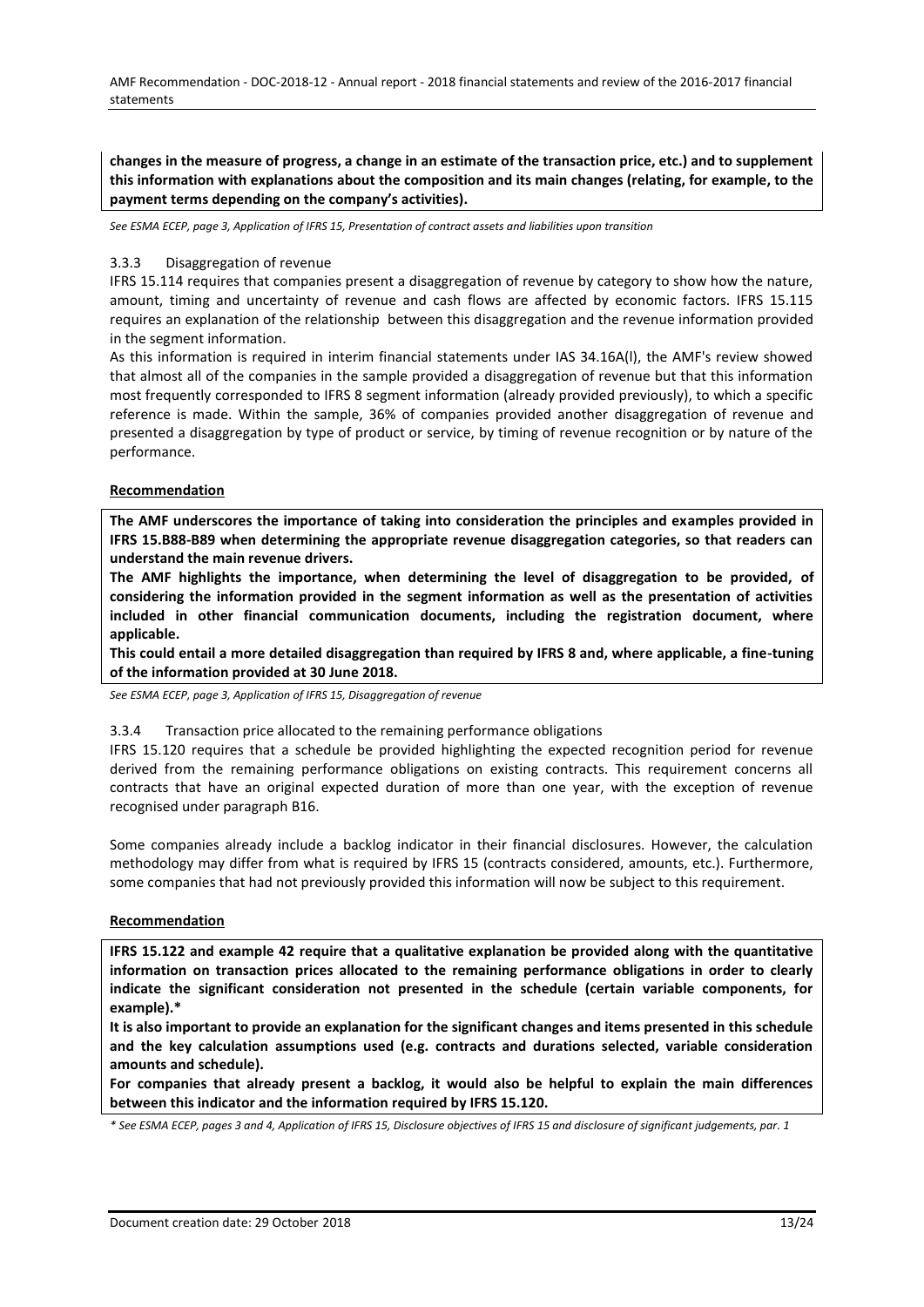**changes in the measure of progress, a change in an estimate of the transaction price, etc.) and to supplement this information with explanations about the composition and its main changes (relating, for example, to the payment terms depending on the company's activities).**

*See ESMA ECEP, page 3, Application of IFRS 15, Presentation of contract assets and liabilities upon transition*

### 3.3.3 Disaggregation of revenue

IFRS 15.114 requires that companies present a disaggregation of revenue by category to show how the nature, amount, timing and uncertainty of revenue and cash flows are affected by economic factors. IFRS 15.115 requires an explanation of the relationship between this disaggregation and the revenue information provided in the segment information.

As this information is required in interim financial statements under IAS 34.16A(l), the AMF's review showed that almost all of the companies in the sample provided a disaggregation of revenue but that this information most frequently corresponded to IFRS 8 segment information (already provided previously), to which a specific reference is made. Within the sample, 36% of companies provided another disaggregation of revenue and presented a disaggregation by type of product or service, by timing of revenue recognition or by nature of the performance.

**Recommendation**

**The AMF underscores the importance of taking into consideration the principles and examples provided in IFRS 15.B88-B89 when determining the appropriate revenue disaggregation categories, so that readers can understand the main revenue drivers.**

**The AMF highlights the importance, when determining the level of disaggregation to be provided, of considering the information provided in the segment information as well as the presentation of activities included in other financial communication documents, including the registration document, where applicable.**

**This could entail a more detailed disaggregation than required by IFRS 8 and, where applicable, a fine-tuning of the information provided at 30 June 2018.**

*See ESMA ECEP, page 3, Application of IFRS 15, Disaggregation of revenue*

### 3.3.4 Transaction price allocated to the remaining performance obligations

IFRS 15.120 requires that a schedule be provided highlighting the expected recognition period for revenue derived from the remaining performance obligations on existing contracts. This requirement concerns all contracts that have an original expected duration of more than one year, with the exception of revenue recognised under paragraph B16.

Some companies already include a backlog indicator in their financial disclosures. However, the calculation methodology may differ from what is required by IFRS 15 (contracts considered, amounts, etc.). Furthermore, some companies that had not previously provided this information will now be subject to this requirement.

**Recommendation**

**IFRS 15.122 and example 42 require that a qualitative explanation be provided along with the quantitative information on transaction prices allocated to the remaining performance obligations in order to clearly indicate the significant consideration not presented in the schedule (certain variable components, for example).***

**It is also important to provide an explanation for the significant changes and items presented in this schedule and the key calculation assumptions used (e.g. contracts and durations selected, variable consideration amounts and schedule).**

**For companies that already present a backlog, it would also be helpful to explain the main differences between this indicator and the information required by IFRS 15.120.**

*\* See ESMA ECEP, pages 3 and 4, Application of IFRS 15, Disclosure objectives of IFRS 15 and disclosure of significant judgements, par. 1*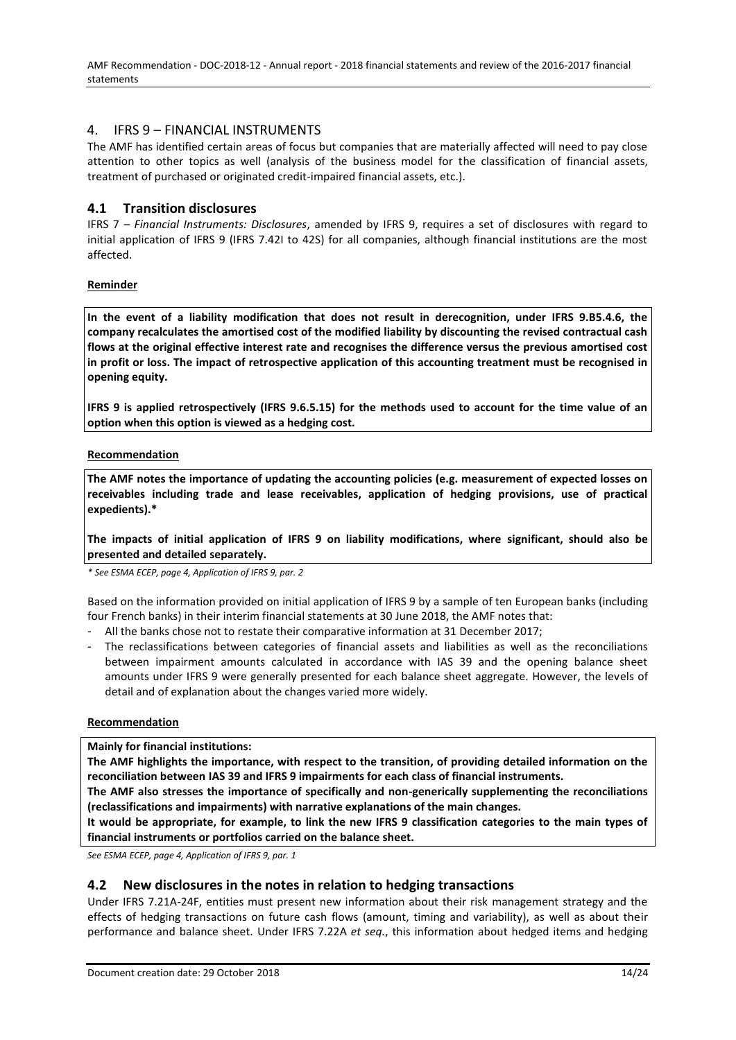## 4. IFRS 9 – FINANCIAL INSTRUMENTS

The AMF has identified certain areas of focus but companies that are materially affected will need to pay close attention to other topics as well (analysis of the business model for the classification of financial assets, treatment of purchased or originated credit-impaired financial assets, etc.).

### 4.1 Transition disclosures

IFRS 7 – *Financial Instruments: Disclosures*, amended by IFRS 9, requires a set of disclosures with regard to initial application of IFRS 9 (IFRS 7.42I to 42S) for all companies, although financial institutions are the most affected.

**Reminder**

**In the event of a liability modification that does not result in derecognition, under IFRS 9.B5.4.6, the company recalculates the amortised cost of the modified liability by discounting the revised contractual cash flows at the original effective interest rate and recognises the difference versus the previous amortised cost in profit or loss. The impact of retrospective application of this accounting treatment must be recognised in opening equity.**

**IFRS 9 is applied retrospectively (IFRS 9.6.5.15) for the methods used to account for the time value of an option when this option is viewed as a hedging cost.**

**Recommendation**

**The AMF notes the importance of updating the accounting policies (e.g. measurement of expected losses on receivables including trade and lease receivables, application of hedging provisions, use of practical expedients).***

**The impacts of initial application of IFRS 9 on liability modifications, where significant, should also be presented and detailed separately.**

*\* See ESMA ECEP, page 4, Application of IFRS 9, par. 2*

Based on the information provided on initial application of IFRS 9 by a sample of ten European banks (including four French banks) in their interim financial statements at 30 June 2018, the AMF notes that:

- All the banks chose not to restate their comparative information at 31 December 2017;
- The reclassifications between categories of financial assets and liabilities as well as the reconciliations between impairment amounts calculated in accordance with IAS 39 and the opening balance sheet amounts under IFRS 9 were generally presented for each balance sheet aggregate. However, the levels of detail and of explanation about the changes varied more widely.

**Recommendation**

**Mainly for financial institutions:**

**The AMF highlights the importance, with respect to the transition, of providing detailed information on the reconciliation between IAS 39 and IFRS 9 impairments for each class of financial instruments.**

**The AMF also stresses the importance of specifically and non-generically supplementing the reconciliations (reclassifications and impairments) with narrative explanations of the main changes.**

**It would be appropriate, for example, to link the new IFRS 9 classification categories to the main types of financial instruments or portfolios carried on the balance sheet.**

*See ESMA ECEP, page 4, Application of IFRS 9, par. 1*

### 4.2 New disclosures in the notes in relation to hedging transactions

Under IFRS 7.21A-24F, entities must present new information about their risk management strategy and the effects of hedging transactions on future cash flows (amount, timing and variability), as well as about their performance and balance sheet. Under IFRS 7.22A *et seq.*, this information about hedged items and hedging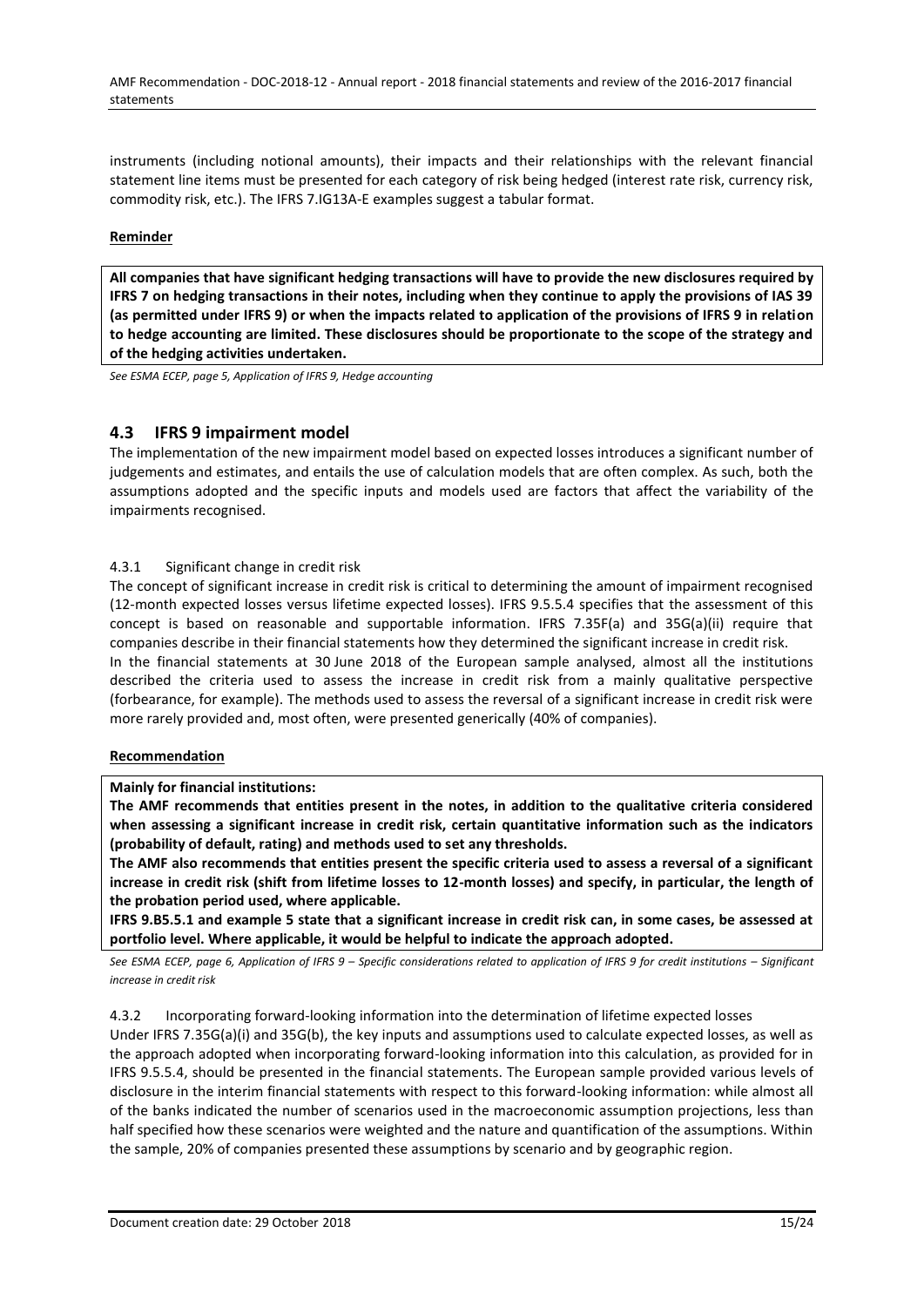instruments (including notional amounts), their impacts and their relationships with the relevant financial statement line items must be presented for each category of risk being hedged (interest rate risk, currency risk, commodity risk, etc.). The IFRS 7.IG13A-E examples suggest a tabular format.

**Reminder**

**All companies that have significant hedging transactions will have to provide the new disclosures required by IFRS 7 on hedging transactions in their notes, including when they continue to apply the provisions of IAS 39 (as permitted under IFRS 9) or when the impacts related to application of the provisions of IFRS 9 in relation to hedge accounting are limited. These disclosures should be proportionate to the scope of the strategy and of the hedging activities undertaken.**

*See ESMA ECEP, page 5, Application of IFRS 9, Hedge accounting*

## 4.3 IFRS 9 impairment model

The implementation of the new impairment model based on expected losses introduces a significant number of judgements and estimates, and entails the use of calculation models that are often complex. As such, both the assumptions adopted and the specific inputs and models used are factors that affect the variability of the impairments recognised.

### 4.3.1 Significant change in credit risk

The concept of significant increase in credit risk is critical to determining the amount of impairment recognised (12-month expected losses versus lifetime expected losses). IFRS 9.5.5.4 specifies that the assessment of this concept is based on reasonable and supportable information. IFRS 7.35F(a) and 35G(a)(ii) require that companies describe in their financial statements how they determined the significant increase in credit risk.

In the financial statements at 30 June 2018 of the European sample analysed, almost all the institutions described the criteria used to assess the increase in credit risk from a mainly qualitative perspective (forbearance, for example). The methods used to assess the reversal of a significant increase in credit risk were more rarely provided and, most often, were presented generically (40% of companies).

**Recommendation**

**Mainly for financial institutions:**

**The AMF recommends that entities present in the notes, in addition to the qualitative criteria considered when assessing a significant increase in credit risk, certain quantitative information such as the indicators (probability of default, rating) and methods used to set any thresholds.**

**The AMF also recommends that entities present the specific criteria used to assess a reversal of a significant increase in credit risk (shift from lifetime losses to 12-month losses) and specify, in particular, the length of the probation period used, where applicable.**

**IFRS 9.B5.5.1 and example 5 state that a significant increase in credit risk can, in some cases, be assessed at portfolio level. Where applicable, it would be helpful to indicate the approach adopted.**

*See ESMA ECEP, page 6, Application of IFRS 9 – Specific considerations related to application of IFRS 9 for credit institutions – Significant increase in credit risk*

### 4.3.2 Incorporating forward-looking information into the determination of lifetime expected losses

Under IFRS 7.35G(a)(i) and 35G(b), the key inputs and assumptions used to calculate expected losses, as well as the approach adopted when incorporating forward-looking information into this calculation, as provided for in IFRS 9.5.5.4, should be presented in the financial statements. The European sample provided various levels of disclosure in the interim financial statements with respect to this forward-looking information: while almost all of the banks indicated the number of scenarios used in the macroeconomic assumption projections, less than half specified how these scenarios were weighted and the nature and quantification of the assumptions. Within the sample, 20% of companies presented these assumptions by scenario and by geographic region.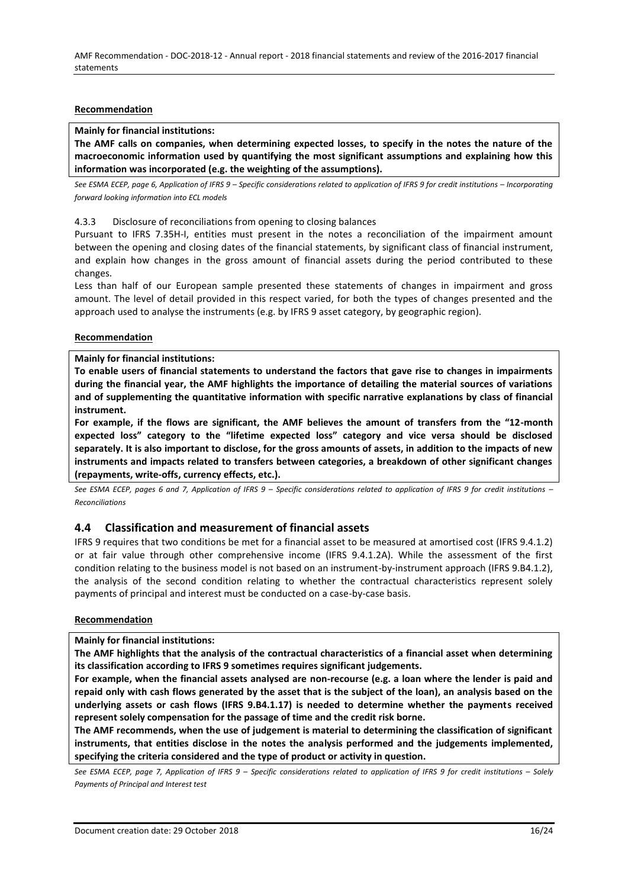**Recommendation**

**Mainly for financial institutions:**
**The AMF calls on companies, when determining expected losses, to specify in the notes the nature of the macroeconomic information used by quantifying the most significant assumptions and explaining how this information was incorporated (e.g. the weighting of the assumptions).**

*See ESMA ECEP, page 6, Application of IFRS 9 – Specific considerations related to application of IFRS 9 for credit institutions – Incorporating forward looking information into ECL models*

#### 4.3.3 Disclosure of reconciliations from opening to closing balances

Pursuant to IFRS 7.35H-I, entities must present in the notes a reconciliation of the impairment amount between the opening and closing dates of the financial statements, by significant class of financial instrument, and explain how changes in the gross amount of financial assets during the period contributed to these changes.

Less than half of our European sample presented these statements of changes in impairment and gross amount. The level of detail provided in this respect varied, for both the types of changes presented and the approach used to analyse the instruments (e.g. by IFRS 9 asset category, by geographic region).

**Recommendation**

**Mainly for financial institutions:**
**To enable users of financial statements to understand the factors that gave rise to changes in impairments during the financial year, the AMF highlights the importance of detailing the material sources of variations and of supplementing the quantitative information with specific narrative explanations by class of financial instrument.**
**For example, if the flows are significant, the AMF believes the amount of transfers from the "12-month expected loss" category to the "lifetime expected loss" category and vice versa should be disclosed separately. It is also important to disclose, for the gross amounts of assets, in addition to the impacts of new instruments and impacts related to transfers between categories, a breakdown of other significant changes (repayments, write-offs, currency effects, etc.).**

*See ESMA ECEP, pages 6 and 7, Application of IFRS 9 – Specific considerations related to application of IFRS 9 for credit institutions – Reconciliations*

### 4.4 Classification and measurement of financial assets

IFRS 9 requires that two conditions be met for a financial asset to be measured at amortised cost (IFRS 9.4.1.2) or at fair value through other comprehensive income (IFRS 9.4.1.2A). While the assessment of the first condition relating to the business model is not based on an instrument-by-instrument approach (IFRS 9.B4.1.2), the analysis of the second condition relating to whether the contractual characteristics represent solely payments of principal and interest must be conducted on a case-by-case basis.

**Recommendation**

**Mainly for financial institutions:**
**The AMF highlights that the analysis of the contractual characteristics of a financial asset when determining its classification according to IFRS 9 sometimes requires significant judgements.**
**For example, when the financial assets analysed are non-recourse (e.g. a loan where the lender is paid and repaid only with cash flows generated by the asset that is the subject of the loan), an analysis based on the underlying assets or cash flows (IFRS 9.B4.1.17) is needed to determine whether the payments received represent solely compensation for the passage of time and the credit risk borne.**
**The AMF recommends, when the use of judgement is material to determining the classification of significant instruments, that entities disclose in the notes the analysis performed and the judgements implemented, specifying the criteria considered and the type of product or activity in question.**

*See ESMA ECEP, page 7, Application of IFRS 9 – Specific considerations related to application of IFRS 9 for credit institutions – Solely Payments of Principal and Interest test*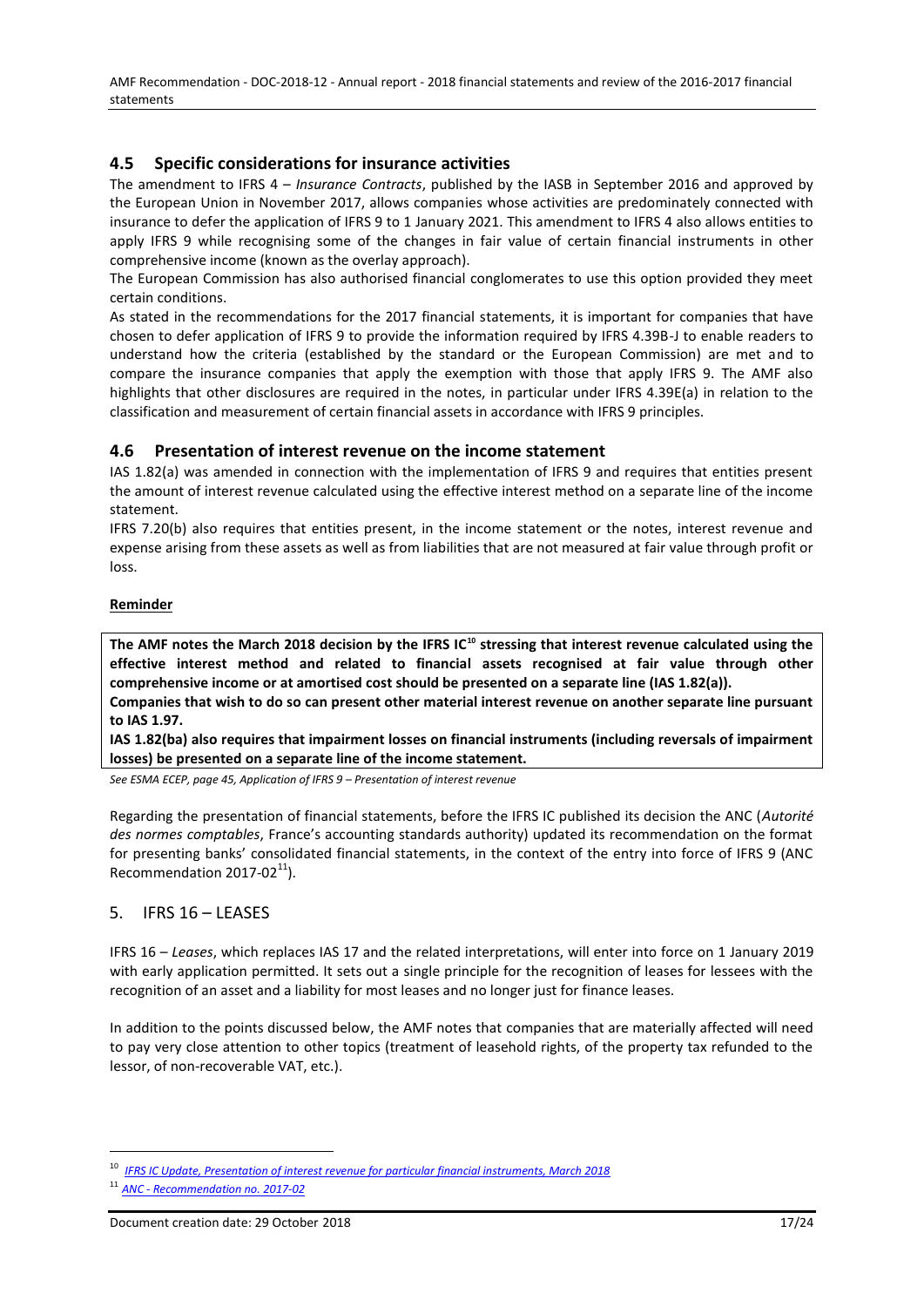## 4.5 Specific considerations for insurance activities

The amendment to IFRS 4 – *Insurance Contracts*, published by the IASB in September 2016 and approved by the European Union in November 2017, allows companies whose activities are predominately connected with insurance to defer the application of IFRS 9 to 1 January 2021. This amendment to IFRS 4 also allows entities to apply IFRS 9 while recognising some of the changes in fair value of certain financial instruments in other comprehensive income (known as the overlay approach).

The European Commission has also authorised financial conglomerates to use this option provided they meet certain conditions.

As stated in the recommendations for the 2017 financial statements, it is important for companies that have chosen to defer application of IFRS 9 to provide the information required by IFRS 4.39B-J to enable readers to understand how the criteria (established by the standard or the European Commission) are met and to compare the insurance companies that apply the exemption with those that apply IFRS 9. The AMF also highlights that other disclosures are required in the notes, in particular under IFRS 4.39E(a) in relation to the classification and measurement of certain financial assets in accordance with IFRS 9 principles.

## 4.6 Presentation of interest revenue on the income statement

IAS 1.82(a) was amended in connection with the implementation of IFRS 9 and requires that entities present the amount of interest revenue calculated using the effective interest method on a separate line of the income statement.

IFRS 7.20(b) also requires that entities present, in the income statement or the notes, interest revenue and expense arising from these assets as well as from liabilities that are not measured at fair value through profit or loss.

**Reminder**

**The AMF notes the March 2018 decision by the IFRS IC[10] stressing that interest revenue calculated using the effective interest method and related to financial assets recognised at fair value through other comprehensive income or at amortised cost should be presented on a separate line (IAS 1.82(a)).**

**Companies that wish to do so can present other material interest revenue on another separate line pursuant to IAS 1.97.**

**IAS 1.82(ba) also requires that impairment losses on financial instruments (including reversals of impairment losses) be presented on a separate line of the income statement.**

*See ESMA ECEP, page 45, Application of IFRS 9 – Presentation of interest revenue*

Regarding the presentation of financial statements, before the IFRS IC published its decision the ANC (*Autorité des normes comptables*, France's accounting standards authority) updated its recommendation on the format for presenting banks' consolidated financial statements, in the context of the entry into force of IFRS 9 (ANC Recommendation 2017-02[11]).

# 5. IFRS 16 – LEASES

IFRS 16 – *Leases*, which replaces IAS 17 and the related interpretations, will enter into force on 1 January 2019 with early application permitted. It sets out a single principle for the recognition of leases for lessees with the recognition of an asset and a liability for most leases and no longer just for finance leases.

In addition to the points discussed below, the AMF notes that companies that are materially affected will need to pay very close attention to other topics (treatment of leasehold rights, of the property tax refunded to the lessor, of non-recoverable VAT, etc.).

---

[10] *IFRS IC Update, Presentation of interest revenue for particular financial instruments, March 2018*

[11] *ANC - Recommendation no. 2017-02*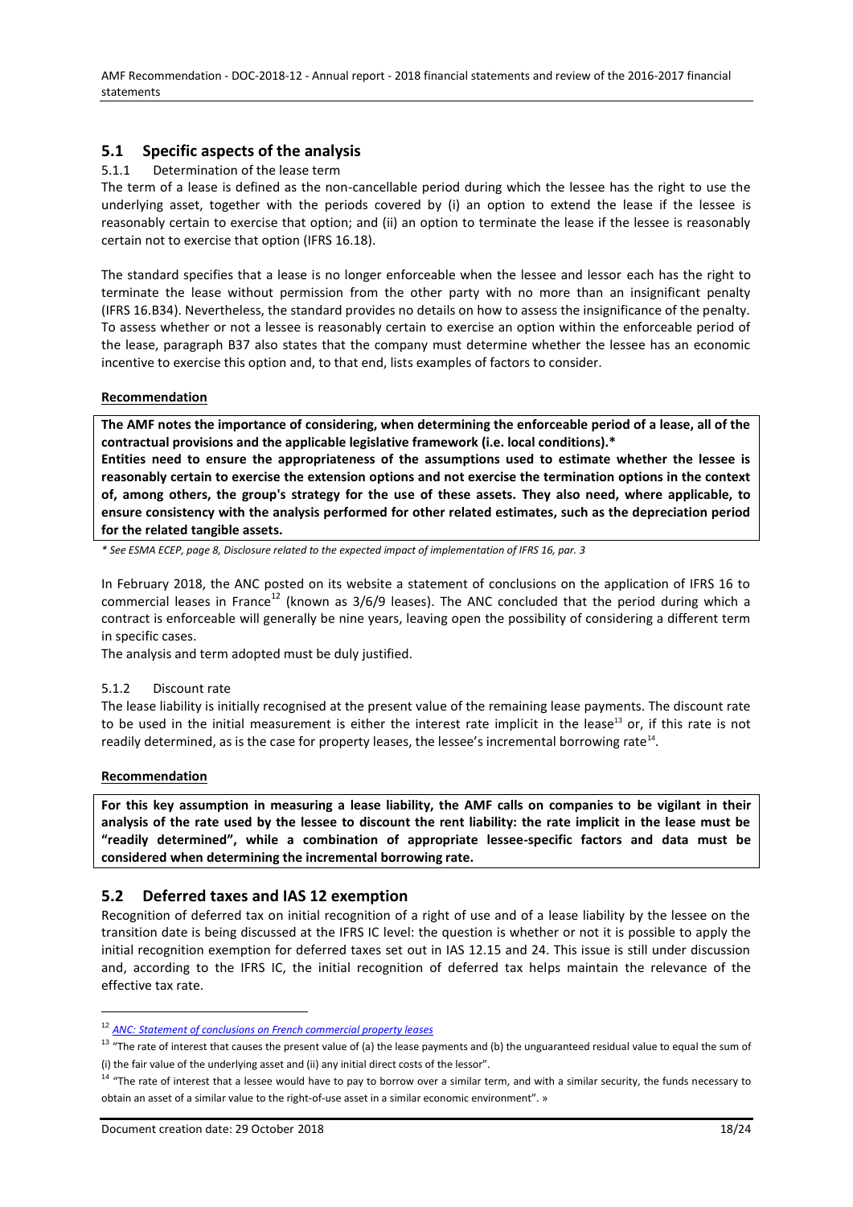## 5.1 Specific aspects of the analysis

### 5.1.1 Determination of the lease term

The term of a lease is defined as the non-cancellable period during which the lessee has the right to use the underlying asset, together with the periods covered by (i) an option to extend the lease if the lessee is reasonably certain to exercise that option; and (ii) an option to terminate the lease if the lessee is reasonably certain not to exercise that option (IFRS 16.18).

The standard specifies that a lease is no longer enforceable when the lessee and lessor each has the right to terminate the lease without permission from the other party with no more than an insignificant penalty (IFRS 16.B34). Nevertheless, the standard provides no details on how to assess the insignificance of the penalty. To assess whether or not a lessee is reasonably certain to exercise an option within the enforceable period of the lease, paragraph B37 also states that the company must determine whether the lessee has an economic incentive to exercise this option and, to that end, lists examples of factors to consider.

**Recommendation**

**The AMF notes the importance of considering, when determining the enforceable period of a lease, all of the contractual provisions and the applicable legislative framework (i.e. local conditions).***
**Entities need to ensure the appropriateness of the assumptions used to estimate whether the lessee is reasonably certain to exercise the extension options and not exercise the termination options in the context of, among others, the group's strategy for the use of these assets. They also need, where applicable, to ensure consistency with the analysis performed for other related estimates, such as the depreciation period for the related tangible assets.**

*\* See ESMA ECEP, page 8, Disclosure related to the expected impact of implementation of IFRS 16, par. 3*

In February 2018, the ANC posted on its website a statement of conclusions on the application of IFRS 16 to commercial leases in France[12] (known as 3/6/9 leases). The ANC concluded that the period during which a contract is enforceable will generally be nine years, leaving open the possibility of considering a different term in specific cases.
The analysis and term adopted must be duly justified.

### 5.1.2 Discount rate

The lease liability is initially recognised at the present value of the remaining lease payments. The discount rate to be used in the initial measurement is either the interest rate implicit in the lease[13] or, if this rate is not readily determined, as is the case for property leases, the lessee's incremental borrowing rate[14].

**Recommendation**

**For this key assumption in measuring a lease liability, the AMF calls on companies to be vigilant in their analysis of the rate used by the lessee to discount the rent liability: the rate implicit in the lease must be "readily determined", while a combination of appropriate lessee-specific factors and data must be considered when determining the incremental borrowing rate.**

## 5.2 Deferred taxes and IAS 12 exemption

Recognition of deferred tax on initial recognition of a right of use and of a lease liability by the lessee on the transition date is being discussed at the IFRS IC level: the question is whether or not it is possible to apply the initial recognition exemption for deferred taxes set out in IAS 12.15 and 24. This issue is still under discussion and, according to the IFRS IC, the initial recognition of deferred tax helps maintain the relevance of the effective tax rate.

---

[12] *ANC: Statement of conclusions on French commercial property leases*

[13] "The rate of interest that causes the present value of (a) the lease payments and (b) the unguaranteed residual value to equal the sum of (i) the fair value of the underlying asset and (ii) any initial direct costs of the lessor".

[14] "The rate of interest that a lessee would have to pay to borrow over a similar term, and with a similar security, the funds necessary to obtain an asset of a similar value to the right-of-use asset in a similar economic environment". »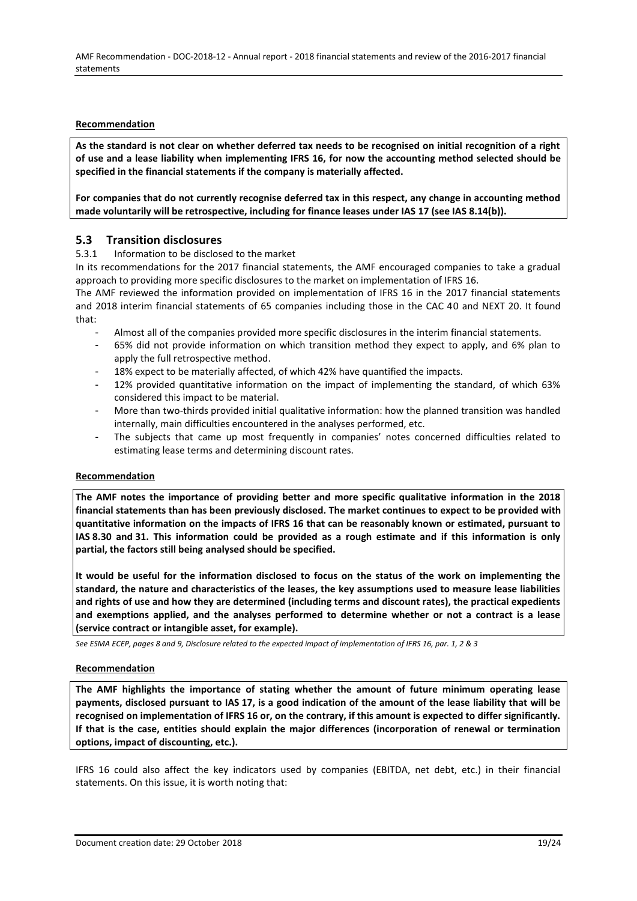**Recommendation**

**As the standard is not clear on whether deferred tax needs to be recognised on initial recognition of a right of use and a lease liability when implementing IFRS 16, for now the accounting method selected should be specified in the financial statements if the company is materially affected.**

**For companies that do not currently recognise deferred tax in this respect, any change in accounting method made voluntarily will be retrospective, including for finance leases under IAS 17 (see IAS 8.14(b)).**

## 5.3 Transition disclosures

### 5.3.1 Information to be disclosed to the market

In its recommendations for the 2017 financial statements, the AMF encouraged companies to take a gradual approach to providing more specific disclosures to the market on implementation of IFRS 16.

The AMF reviewed the information provided on implementation of IFRS 16 in the 2017 financial statements and 2018 interim financial statements of 65 companies including those in the CAC 40 and NEXT 20. It found that:

- Almost all of the companies provided more specific disclosures in the interim financial statements.
- 65% did not provide information on which transition method they expect to apply, and 6% plan to apply the full retrospective method.
- 18% expect to be materially affected, of which 42% have quantified the impacts.
- 12% provided quantitative information on the impact of implementing the standard, of which 63% considered this impact to be material.
- More than two-thirds provided initial qualitative information: how the planned transition was handled internally, main difficulties encountered in the analyses performed, etc.
- The subjects that came up most frequently in companies' notes concerned difficulties related to estimating lease terms and determining discount rates.

**Recommendation**

**The AMF notes the importance of providing better and more specific qualitative information in the 2018 financial statements than has been previously disclosed. The market continues to expect to be provided with quantitative information on the impacts of IFRS 16 that can be reasonably known or estimated, pursuant to IAS 8.30 and 31. This information could be provided as a rough estimate and if this information is only partial, the factors still being analysed should be specified.**

**It would be useful for the information disclosed to focus on the status of the work on implementing the standard, the nature and characteristics of the leases, the key assumptions used to measure lease liabilities and rights of use and how they are determined (including terms and discount rates), the practical expedients and exemptions applied, and the analyses performed to determine whether or not a contract is a lease (service contract or intangible asset, for example).**

*See ESMA ECEP, pages 8 and 9, Disclosure related to the expected impact of implementation of IFRS 16, par. 1, 2 & 3*

**Recommendation**

**The AMF highlights the importance of stating whether the amount of future minimum operating lease payments, disclosed pursuant to IAS 17, is a good indication of the amount of the lease liability that will be recognised on implementation of IFRS 16 or, on the contrary, if this amount is expected to differ significantly. If that is the case, entities should explain the major differences (incorporation of renewal or termination options, impact of discounting, etc.).**

IFRS 16 could also affect the key indicators used by companies (EBITDA, net debt, etc.) in their financial statements. On this issue, it is worth noting that: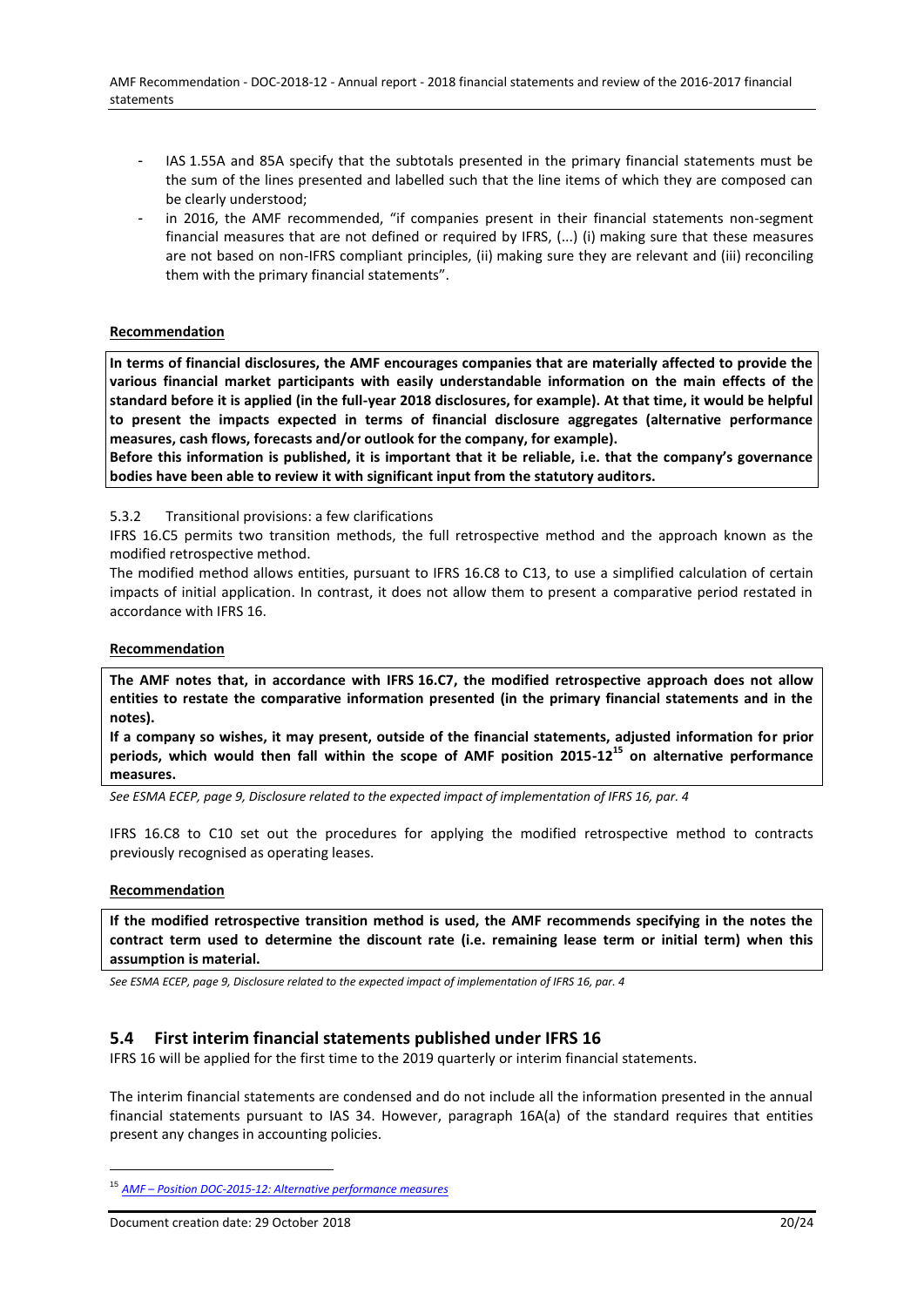- IAS 1.55A and 85A specify that the subtotals presented in the primary financial statements must be the sum of the lines presented and labelled such that the line items of which they are composed can be clearly understood;
- in 2016, the AMF recommended, "if companies present in their financial statements non-segment financial measures that are not defined or required by IFRS, (...) (i) making sure that these measures are not based on non-IFRS compliant principles, (ii) making sure they are relevant and (iii) reconciling them with the primary financial statements".

**Recommendation**

**In terms of financial disclosures, the AMF encourages companies that are materially affected to provide the various financial market participants with easily understandable information on the main effects of the standard before it is applied (in the full-year 2018 disclosures, for example). At that time, it would be helpful to present the impacts expected in terms of financial disclosure aggregates (alternative performance measures, cash flows, forecasts and/or outlook for the company, for example).**

**Before this information is published, it is important that it be reliable, i.e. that the company's governance bodies have been able to review it with significant input from the statutory auditors.**

### 5.3.2 Transitional provisions: a few clarifications

IFRS 16.C5 permits two transition methods, the full retrospective method and the approach known as the modified retrospective method.

The modified method allows entities, pursuant to IFRS 16.C8 to C13, to use a simplified calculation of certain impacts of initial application. In contrast, it does not allow them to present a comparative period restated in accordance with IFRS 16.

**Recommendation**

**The AMF notes that, in accordance with IFRS 16.C7, the modified retrospective approach does not allow entities to restate the comparative information presented (in the primary financial statements and in the notes).**

**If a company so wishes, it may present, outside of the financial statements, adjusted information for prior periods, which would then fall within the scope of AMF position 2015-12[15] on alternative performance measures.**

*See ESMA ECEP, page 9, Disclosure related to the expected impact of implementation of IFRS 16, par. 4*

IFRS 16.C8 to C10 set out the procedures for applying the modified retrospective method to contracts previously recognised as operating leases.

**Recommendation**

**If the modified retrospective transition method is used, the AMF recommends specifying in the notes the contract term used to determine the discount rate (i.e. remaining lease term or initial term) when this assumption is material.**

*See ESMA ECEP, page 9, Disclosure related to the expected impact of implementation of IFRS 16, par. 4*

## 5.4 First interim financial statements published under IFRS 16

IFRS 16 will be applied for the first time to the 2019 quarterly or interim financial statements.

The interim financial statements are condensed and do not include all the information presented in the annual financial statements pursuant to IAS 34. However, paragraph 16A(a) of the standard requires that entities present any changes in accounting policies.

[15] *AMF – Position DOC-2015-12: Alternative performance measures*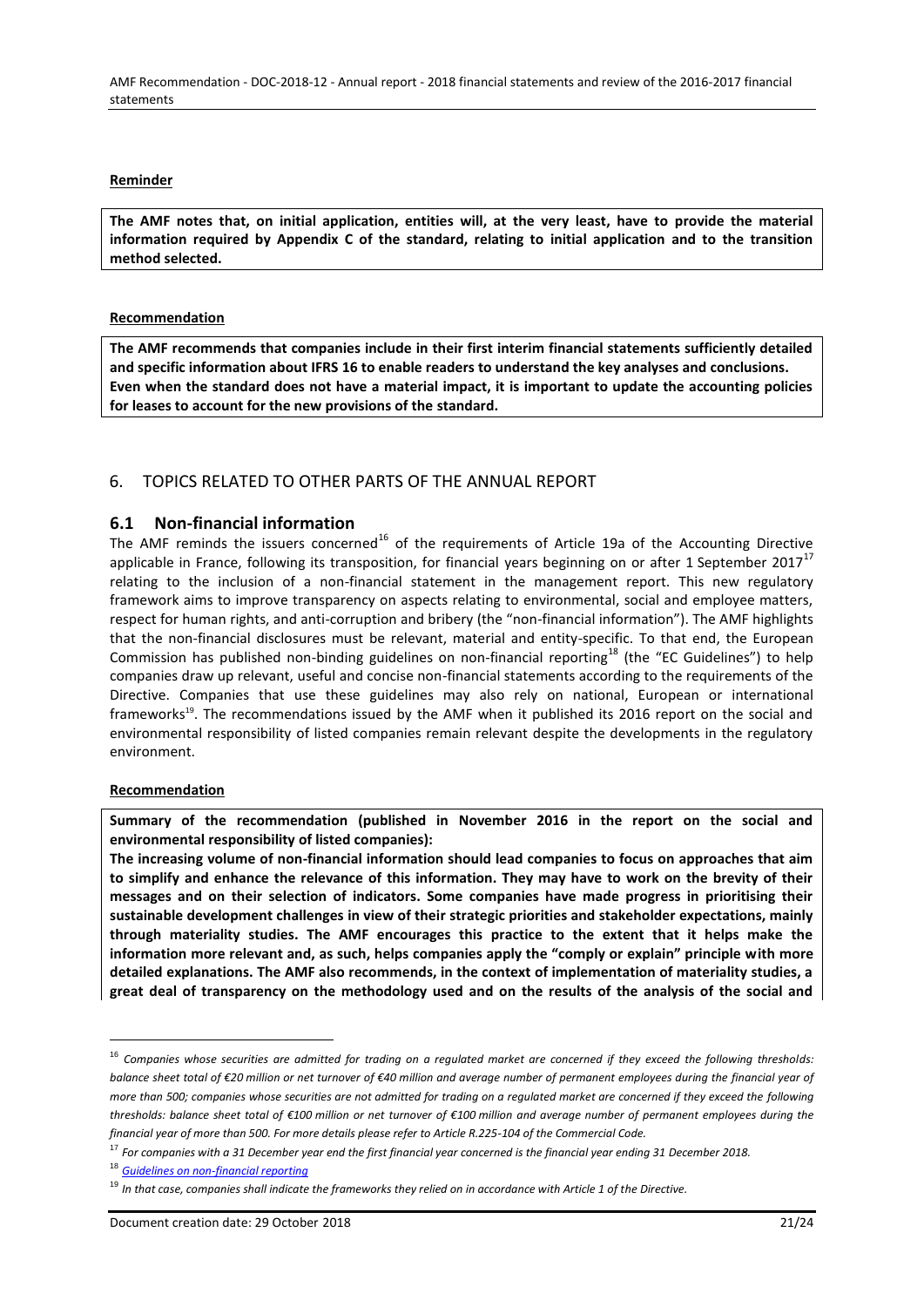**Reminder**

**The AMF notes that, on initial application, entities will, at the very least, have to provide the material information required by Appendix C of the standard, relating to initial application and to the transition method selected.**

**Recommendation**

**The AMF recommends that companies include in their first interim financial statements sufficiently detailed and specific information about IFRS 16 to enable readers to understand the key analyses and conclusions. Even when the standard does not have a material impact, it is important to update the accounting policies for leases to account for the new provisions of the standard.**

## 6. TOPICS RELATED TO OTHER PARTS OF THE ANNUAL REPORT

### 6.1 Non-financial information

The AMF reminds the issuers concerned[16] of the requirements of Article 19a of the Accounting Directive applicable in France, following its transposition, for financial years beginning on or after 1 September 2017[17] relating to the inclusion of a non-financial statement in the management report. This new regulatory framework aims to improve transparency on aspects relating to environmental, social and employee matters, respect for human rights, and anti-corruption and bribery (the "non-financial information"). The AMF highlights that the non-financial disclosures must be relevant, material and entity-specific. To that end, the European Commission has published non-binding guidelines on non-financial reporting[18] (the "EC Guidelines") to help companies draw up relevant, useful and concise non-financial statements according to the requirements of the Directive. Companies that use these guidelines may also rely on national, European or international frameworks[19]. The recommendations issued by the AMF when it published its 2016 report on the social and environmental responsibility of listed companies remain relevant despite the developments in the regulatory environment.

**Recommendation**

**Summary of the recommendation (published in November 2016 in the report on the social and environmental responsibility of listed companies):**

**The increasing volume of non-financial information should lead companies to focus on approaches that aim to simplify and enhance the relevance of this information. They may have to work on the brevity of their messages and on their selection of indicators. Some companies have made progress in prioritising their sustainable development challenges in view of their strategic priorities and stakeholder expectations, mainly through materiality studies. The AMF encourages this practice to the extent that it helps make the information more relevant and, as such, helps companies apply the "comply or explain" principle with more detailed explanations. The AMF also recommends, in the context of implementation of materiality studies, a great deal of transparency on the methodology used and on the results of the analysis of the social and**

---

[16] *Companies whose securities are admitted for trading on a regulated market are concerned if they exceed the following thresholds: balance sheet total of €20 million or net turnover of €40 million and average number of permanent employees during the financial year of more than 500; companies whose securities are not admitted for trading on a regulated market are concerned if they exceed the following thresholds: balance sheet total of €100 million or net turnover of €100 million and average number of permanent employees during the financial year of more than 500. For more details please refer to Article R.225-104 of the Commercial Code.*

[17] *For companies with a 31 December year end the first financial year concerned is the financial year ending 31 December 2018.*

[18] *Guidelines on non-financial reporting*

[19] *In that case, companies shall indicate the frameworks they relied on in accordance with Article 1 of the Directive.*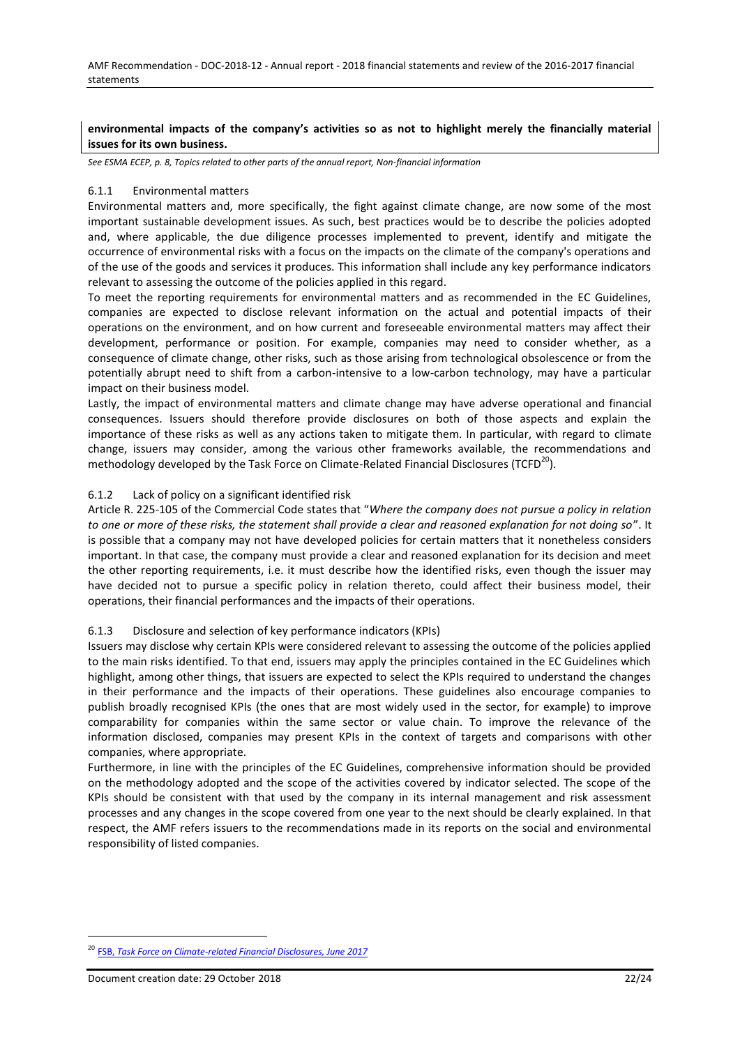**environmental impacts of the company's activities so as not to highlight merely the financially material issues for its own business.**

*See ESMA ECEP, p. 8, Topics related to other parts of the annual report, Non-financial information*

### 6.1.1 Environmental matters

Environmental matters and, more specifically, the fight against climate change, are now some of the most important sustainable development issues. As such, best practices would be to describe the policies adopted and, where applicable, the due diligence processes implemented to prevent, identify and mitigate the occurrence of environmental risks with a focus on the impacts on the climate of the company's operations and of the use of the goods and services it produces. This information shall include any key performance indicators relevant to assessing the outcome of the policies applied in this regard.

To meet the reporting requirements for environmental matters and as recommended in the EC Guidelines, companies are expected to disclose relevant information on the actual and potential impacts of their operations on the environment, and on how current and foreseeable environmental matters may affect their development, performance or position. For example, companies may need to consider whether, as a consequence of climate change, other risks, such as those arising from technological obsolescence or from the potentially abrupt need to shift from a carbon-intensive to a low-carbon technology, may have a particular impact on their business model.

Lastly, the impact of environmental matters and climate change may have adverse operational and financial consequences. Issuers should therefore provide disclosures on both of those aspects and explain the importance of these risks as well as any actions taken to mitigate them. In particular, with regard to climate change, issuers may consider, among the various other frameworks available, the recommendations and methodology developed by the Task Force on Climate-Related Financial Disclosures (TCFD[20]).

### 6.1.2 Lack of policy on a significant identified risk

Article R. 225-105 of the Commercial Code states that "*Where the company does not pursue a policy in relation to one or more of these risks, the statement shall provide a clear and reasoned explanation for not doing so*". It is possible that a company may not have developed policies for certain matters that it nonetheless considers important. In that case, the company must provide a clear and reasoned explanation for its decision and meet the other reporting requirements, i.e. it must describe how the identified risks, even though the issuer may have decided not to pursue a specific policy in relation thereto, could affect their business model, their operations, their financial performances and the impacts of their operations.

### 6.1.3 Disclosure and selection of key performance indicators (KPIs)

Issuers may disclose why certain KPIs were considered relevant to assessing the outcome of the policies applied to the main risks identified. To that end, issuers may apply the principles contained in the EC Guidelines which highlight, among other things, that issuers are expected to select the KPIs required to understand the changes in their performance and the impacts of their operations. These guidelines also encourage companies to publish broadly recognised KPIs (the ones that are most widely used in the sector, for example) to improve comparability for companies within the same sector or value chain. To improve the relevance of the information disclosed, companies may present KPIs in the context of targets and comparisons with other companies, where appropriate.

Furthermore, in line with the principles of the EC Guidelines, comprehensive information should be provided on the methodology adopted and the scope of the activities covered by indicator selected. The scope of the KPIs should be consistent with that used by the company in its internal management and risk assessment processes and any changes in the scope covered from one year to the next should be clearly explained. In that respect, the AMF refers issuers to the recommendations made in its reports on the social and environmental responsibility of listed companies.

---

[20] FSB, *Task Force on Climate-related Financial Disclosures, June 2017*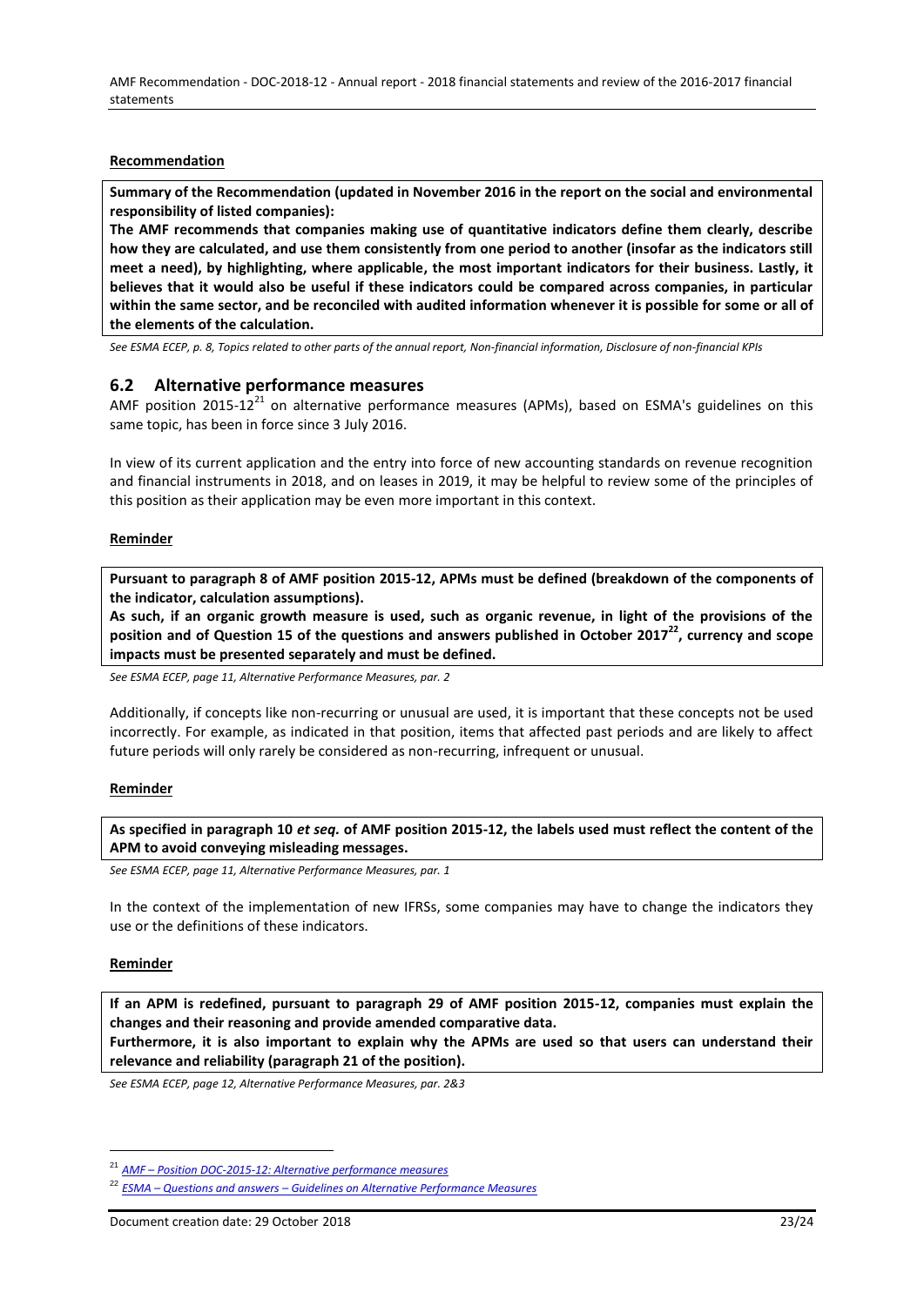**Recommendation**

**Summary of the Recommendation (updated in November 2016 in the report on the social and environmental responsibility of listed companies):**
**The AMF recommends that companies making use of quantitative indicators define them clearly, describe how they are calculated, and use them consistently from one period to another (insofar as the indicators still meet a need), by highlighting, where applicable, the most important indicators for their business. Lastly, it believes that it would also be useful if these indicators could be compared across companies, in particular within the same sector, and be reconciled with audited information whenever it is possible for some or all of the elements of the calculation.**

*See ESMA ECEP, p. 8, Topics related to other parts of the annual report, Non-financial information, Disclosure of non-financial KPIs*

## 6.2 Alternative performance measures

AMF position 2015-12[21] on alternative performance measures (APMs), based on ESMA's guidelines on this same topic, has been in force since 3 July 2016.

In view of its current application and the entry into force of new accounting standards on revenue recognition and financial instruments in 2018, and on leases in 2019, it may be helpful to review some of the principles of this position as their application may be even more important in this context.

**Reminder**

**Pursuant to paragraph 8 of AMF position 2015-12, APMs must be defined (breakdown of the components of the indicator, calculation assumptions).**
**As such, if an organic growth measure is used, such as organic revenue, in light of the provisions of the position and of Question 15 of the questions and answers published in October 2017[22], currency and scope impacts must be presented separately and must be defined.**

*See ESMA ECEP, page 11, Alternative Performance Measures, par. 2*

Additionally, if concepts like non-recurring or unusual are used, it is important that these concepts not be used incorrectly. For example, as indicated in that position, items that affected past periods and are likely to affect future periods will only rarely be considered as non-recurring, infrequent or unusual.

**Reminder**

**As specified in paragraph 10 *et seq.* of AMF position 2015-12, the labels used must reflect the content of the APM to avoid conveying misleading messages.**

*See ESMA ECEP, page 11, Alternative Performance Measures, par. 1*

In the context of the implementation of new IFRSs, some companies may have to change the indicators they use or the definitions of these indicators.

**Reminder**

**If an APM is redefined, pursuant to paragraph 29 of AMF position 2015-12, companies must explain the changes and their reasoning and provide amended comparative data.**
**Furthermore, it is also important to explain why the APMs are used so that users can understand their relevance and reliability (paragraph 21 of the position).**

*See ESMA ECEP, page 12, Alternative Performance Measures, par. 2&3*

---

[21] AMF – Position DOC-2015-12: Alternative performance measures

[22] ESMA – Questions and answers – Guidelines on Alternative Performance Measures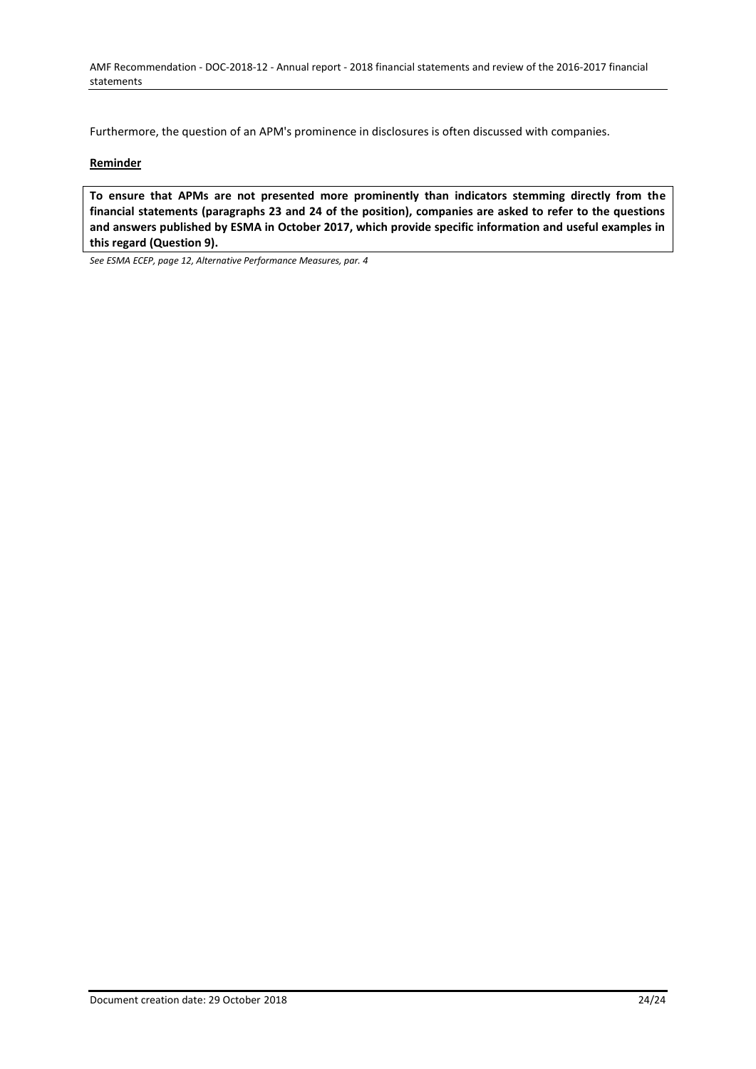Furthermore, the question of an APM's prominence in disclosures is often discussed with companies.

**Reminder**

**To ensure that APMs are not presented more prominently than indicators stemming directly from the financial statements (paragraphs 23 and 24 of the position), companies are asked to refer to the questions and answers published by ESMA in October 2017, which provide specific information and useful examples in this regard (Question 9).**

*See ESMA ECEP, page 12, Alternative Performance Measures, par. 4*